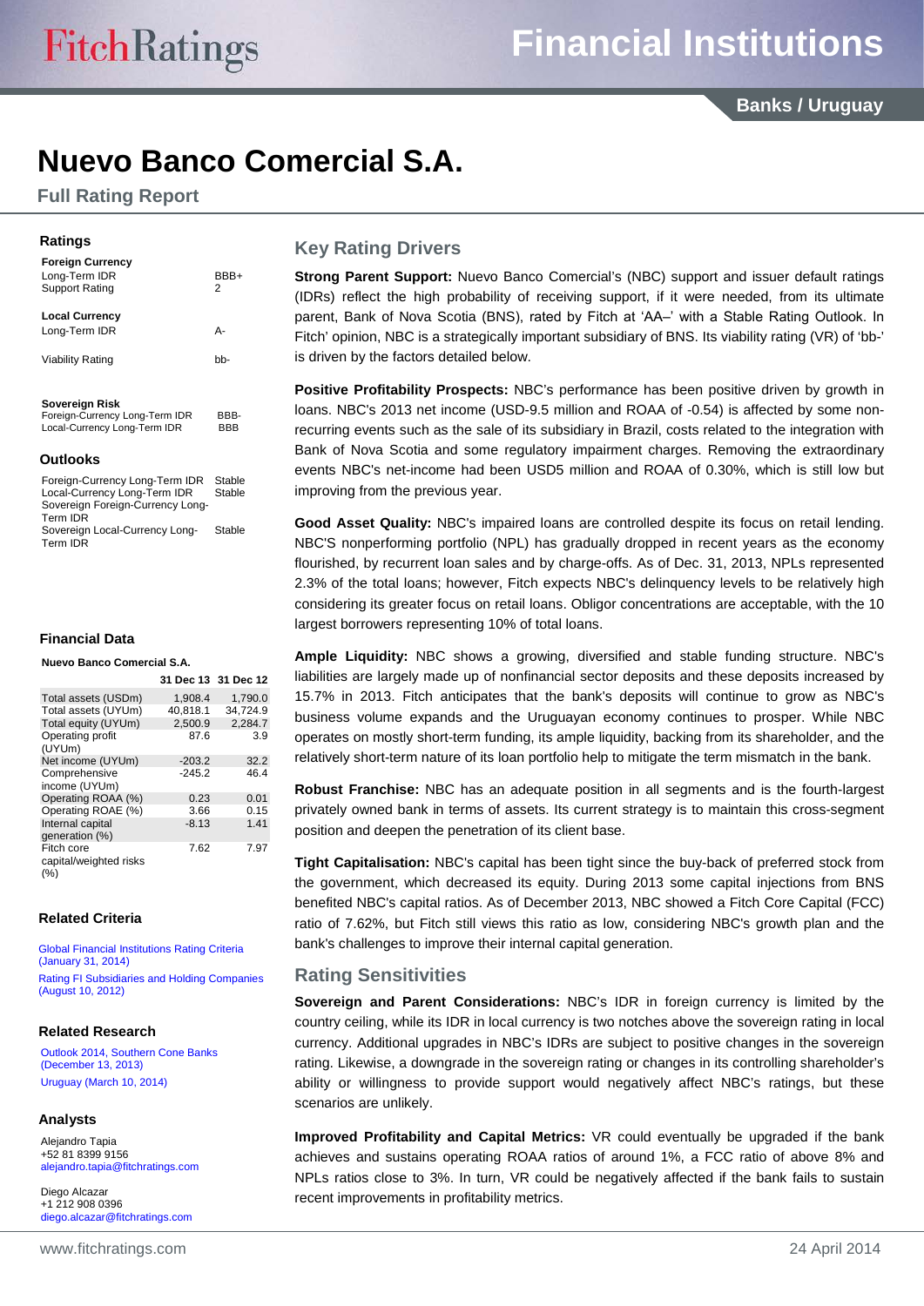# Nuevo Banco Comercial S.A.

## Full Rating Report

Financial Institutions — Banks / Uruguay

### Ratings

**Foreign Currency**

| | |
|---|---|
| Long-Term IDR | BBB+ |
| Support Rating | 2 |

**Local Currency**

| | |
|---|---|
| Long-Term IDR | A- |
| Viability Rating | bb- |

**Sovereign Risk**

| | |
|---|---|
| Foreign-Currency Long-Term IDR | BBB- |
| Local-Currency Long-Term IDR | BBB |

### Outlooks

| | |
|---|---|
| Foreign-Currency Long-Term IDR | Stable |
| Local-Currency Long-Term IDR | Stable |
| Sovereign Foreign-Currency Long-Term IDR | |
| Sovereign Local-Currency Long-Term IDR | Stable |

### Financial Data

**Nuevo Banco Comercial S.A.**

| | 31 Dec 13 | 31 Dec 12 |
|---|---|---|
| Total assets (USDm) | 1,908.4 | 1,790.0 |
| Total assets (UYUm) | 40,818.1 | 34,724.9 |
| Total equity (UYUm) | 2,500.9 | 2,284.7 |
| Operating profit (UYUm) | 87.6 | 3.9 |
| Net income (UYUm) | -203.2 | 32.2 |
| Comprehensive income (UYUm) | -245.2 | 46.4 |
| Operating ROAA (%) | 0.23 | 0.01 |
| Operating ROAE (%) | 3.66 | 0.15 |
| Internal capital generation (%) | -8.13 | 1.41 |
| Fitch core capital/weighted risks (%) | 7.62 | 7.97 |

### Related Criteria

Global Financial Institutions Rating Criteria (January 31, 2014)

Rating FI Subsidiaries and Holding Companies (August 10, 2012)

### Related Research

Outlook 2014, Southern Cone Banks (December 13, 2013)

Uruguay (March 10, 2014)

### Analysts

Alejandro Tapia
+52 81 8399 9156
alejandro.tapia@fitchratings.com

Diego Alcazar
+1 212 908 0396
diego.alcazar@fitchratings.com

## Key Rating Drivers

**Strong Parent Support:** Nuevo Banco Comercial's (NBC) support and issuer default ratings (IDRs) reflect the high probability of receiving support, if it were needed, from its ultimate parent, Bank of Nova Scotia (BNS), rated by Fitch at 'AA–' with a Stable Rating Outlook. In Fitch' opinion, NBC is a strategically important subsidiary of BNS. Its viability rating (VR) of 'bb-' is driven by the factors detailed below.

**Positive Profitability Prospects:** NBC's performance has been positive driven by growth in loans. NBC's 2013 net income (USD-9.5 million and ROAA of -0.54) is affected by some non-recurring events such as the sale of its subsidiary in Brazil, costs related to the integration with Bank of Nova Scotia and some regulatory impairment charges. Removing the extraordinary events NBC's net-income had been USD5 million and ROAA of 0.30%, which is still low but improving from the previous year.

**Good Asset Quality:** NBC's impaired loans are controlled despite its focus on retail lending. NBC'S nonperforming portfolio (NPL) has gradually dropped in recent years as the economy flourished, by recurrent loan sales and by charge-offs. As of Dec. 31, 2013, NPLs represented 2.3% of the total loans; however, Fitch expects NBC's delinquency levels to be relatively high considering its greater focus on retail loans. Obligor concentrations are acceptable, with the 10 largest borrowers representing 10% of total loans.

**Ample Liquidity:** NBC shows a growing, diversified and stable funding structure. NBC's liabilities are largely made up of nonfinancial sector deposits and these deposits increased by 15.7% in 2013. Fitch anticipates that the bank's deposits will continue to grow as NBC's business volume expands and the Uruguayan economy continues to prosper. While NBC operates on mostly short-term funding, its ample liquidity, backing from its shareholder, and the relatively short-term nature of its loan portfolio help to mitigate the term mismatch in the bank.

**Robust Franchise:** NBC has an adequate position in all segments and is the fourth-largest privately owned bank in terms of assets. Its current strategy is to maintain this cross-segment position and deepen the penetration of its client base.

**Tight Capitalisation:** NBC's capital has been tight since the buy-back of preferred stock from the government, which decreased its equity. During 2013 some capital injections from BNS benefited NBC's capital ratios. As of December 2013, NBC showed a Fitch Core Capital (FCC) ratio of 7.62%, but Fitch still views this ratio as low, considering NBC's growth plan and the bank's challenges to improve their internal capital generation.

## Rating Sensitivities

**Sovereign and Parent Considerations:** NBC's IDR in foreign currency is limited by the country ceiling, while its IDR in local currency is two notches above the sovereign rating in local currency. Additional upgrades in NBC's IDRs are subject to positive changes in the sovereign rating. Likewise, a downgrade in the sovereign rating or changes in its controlling shareholder's ability or willingness to provide support would negatively affect NBC's ratings, but these scenarios are unlikely.

**Improved Profitability and Capital Metrics:** VR could eventually be upgraded if the bank achieves and sustains operating ROAA ratios of around 1%, a FCC ratio of above 8% and NPLs ratios close to 3%. In turn, VR could be negatively affected if the bank fails to sustain recent improvements in profitability metrics.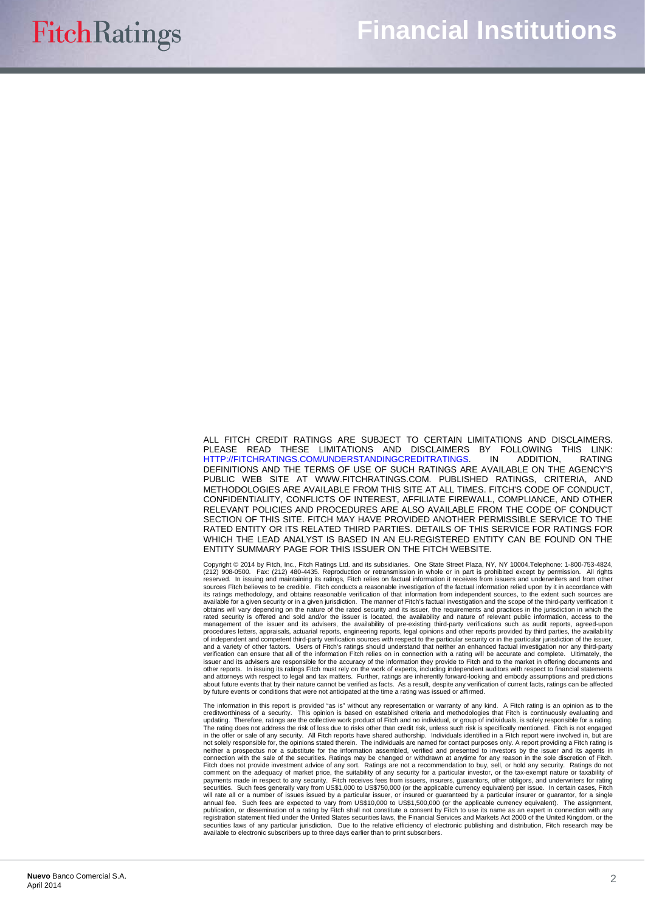ALL FITCH CREDIT RATINGS ARE SUBJECT TO CERTAIN LIMITATIONS AND DISCLAIMERS. PLEASE READ THESE LIMITATIONS AND DISCLAIMERS BY FOLLOWING THIS LINK: HTTP://FITCHRATINGS.COM/UNDERSTANDINGCREDITRATINGS. IN ADDITION, RATING DEFINITIONS AND THE TERMS OF USE OF SUCH RATINGS ARE AVAILABLE ON THE AGENCY'S PUBLIC WEB SITE AT WWW.FITCHRATINGS.COM. PUBLISHED RATINGS, CRITERIA, AND METHODOLOGIES ARE AVAILABLE FROM THIS SITE AT ALL TIMES. FITCH'S CODE OF CONDUCT, CONFIDENTIALITY, CONFLICTS OF INTEREST, AFFILIATE FIREWALL, COMPLIANCE, AND OTHER RELEVANT POLICIES AND PROCEDURES ARE ALSO AVAILABLE FROM THE CODE OF CONDUCT SECTION OF THIS SITE. FITCH MAY HAVE PROVIDED ANOTHER PERMISSIBLE SERVICE TO THE RATED ENTITY OR ITS RELATED THIRD PARTIES. DETAILS OF THIS SERVICE FOR RATINGS FOR WHICH THE LEAD ANALYST IS BASED IN AN EU-REGISTERED ENTITY CAN BE FOUND ON THE ENTITY SUMMARY PAGE FOR THIS ISSUER ON THE FITCH WEBSITE.

Copyright © 2014 by Fitch, Inc., Fitch Ratings Ltd. and its subsidiaries. One State Street Plaza, NY, NY 10004.Telephone: 1-800-753-4824, (212) 908-0500. Fax: (212) 480-4435. Reproduction or retransmission in whole or in part is prohibited except by permission. All rights reserved. In issuing and maintaining its ratings, Fitch relies on factual information it receives from issuers and underwriters and from other sources Fitch believes to be credible. Fitch conducts a reasonable investigation of the factual information relied upon by it in accordance with its ratings methodology, and obtains reasonable verification of that information from independent sources, to the extent such sources are available for a given security or in a given jurisdiction. The manner of Fitch's factual investigation and the scope of the third-party verification it obtains will vary depending on the nature of the rated security and its issuer, the requirements and practices in the jurisdiction in which the rated security is offered and sold and/or the issuer is located, the availability and nature of relevant public information, access to the management of the issuer and its advisers, the availability of pre-existing third-party verifications such as audit reports, agreed-upon procedures letters, appraisals, actuarial reports, engineering reports, legal opinions and other reports provided by third parties, the availability of independent and competent third-party verification sources with respect to the particular security or in the particular jurisdiction of the issuer, and a variety of other factors. Users of Fitch's ratings should understand that neither an enhanced factual investigation nor any third-party verification can ensure that all of the information Fitch relies on in connection with a rating will be accurate and complete. Ultimately, the issuer and its advisers are responsible for the accuracy of the information they provide to Fitch and to the market in offering documents and other reports. In issuing its ratings Fitch must rely on the work of experts, including independent auditors with respect to financial statements and attorneys with respect to legal and tax matters. Further, ratings are inherently forward-looking and embody assumptions and predictions about future events that by their nature cannot be verified as facts. As a result, despite any verification of current facts, ratings can be affected by future events or conditions that were not anticipated at the time a rating was issued or affirmed.

The information in this report is provided "as is" without any representation or warranty of any kind. A Fitch rating is an opinion as to the creditworthiness of a security. This opinion is based on established criteria and methodologies that Fitch is continuously evaluating and updating. Therefore, ratings are the collective work product of Fitch and no individual, or group of individuals, is solely responsible for a rating. The rating does not address the risk of loss due to risks other than credit risk, unless such risk is specifically mentioned. Fitch is not engaged in the offer or sale of any security. All Fitch reports have shared authorship. Individuals identified in a Fitch report were involved in, but are not solely responsible for, the opinions stated therein. The individuals are named for contact purposes only. A report providing a Fitch rating is neither a prospectus nor a substitute for the information assembled, verified and presented to investors by the issuer and its agents in connection with the sale of the securities. Ratings may be changed or withdrawn at anytime for any reason in the sole discretion of Fitch. Fitch does not provide investment advice of any sort. Ratings are not a recommendation to buy, sell, or hold any security. Ratings do not comment on the adequacy of market price, the suitability of any security for a particular investor, or the tax-exempt nature or taxability of payments made in respect to any security. Fitch receives fees from issuers, insurers, guarantors, other obligors, and underwriters for rating securities. Such fees generally vary from US$1,000 to US$750,000 (or the applicable currency equivalent) per issue. In certain cases, Fitch will rate all or a number of issues issued by a particular issuer, or insured or guaranteed by a particular insurer or guarantor, for a single annual fee. Such fees are expected to vary from US$10,000 to US$1,500,000 (or the applicable currency equivalent). The assignment, publication, or dissemination of a rating by Fitch shall not constitute a consent by Fitch to use its name as an expert in connection with any registration statement filed under the United States securities laws, the Financial Services and Markets Act 2000 of the United Kingdom, or the securities laws of any particular jurisdiction. Due to the relative efficiency of electronic publishing and distribution, Fitch research may be available to electronic subscribers up to three days earlier than to print subscribers.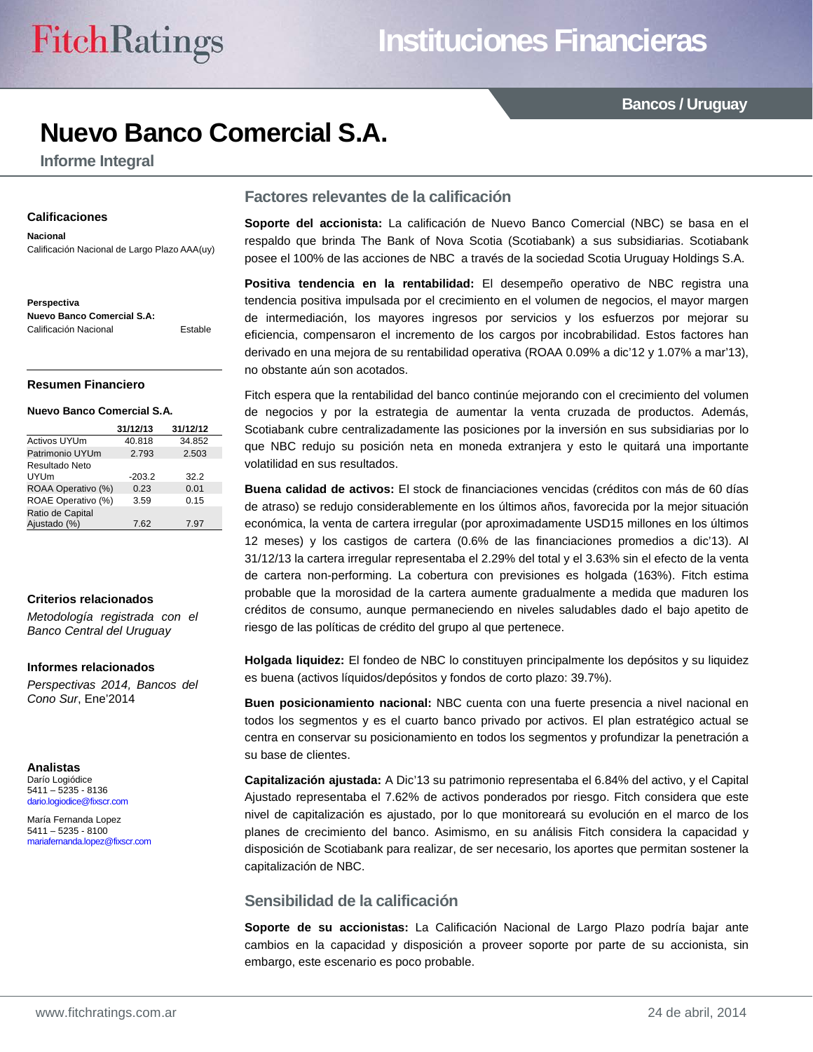# Nuevo Banco Comercial S.A.

## Informe Integral

### Calificaciones

**Nacional**

Calificación Nacional de Largo Plazo AAA(uy)

**Perspectiva**

**Nuevo Banco Comercial S.A.:**

| | |
|---|---|
| Calificación Nacional | Estable |

### Resumen Financiero

**Nuevo Banco Comercial S.A.**

| | 31/12/13 | 31/12/12 |
|---|---|---|
| Activos UYUm | 40.818 | 34.852 |
| Patrimonio UYUm | 2.793 | 2.503 |
| Resultado Neto UYUm | -203.2 | 32.2 |
| ROAA Operativo (%) | 0.23 | 0.01 |
| ROAE Operativo (%) | 3.59 | 0.15 |
| Ratio de Capital Ajustado (%) | 7.62 | 7.97 |

### Criterios relacionados

*Metodología registrada con el Banco Central del Uruguay*

### Informes relacionados

*Perspectivas 2014, Bancos del Cono Sur*, Ene'2014

### Analistas

Darío Logiódice
5411 – 5235 - 8136
dario.logiodice@fixscr.com

María Fernanda Lopez
5411 – 5235 - 8100
mariafernanda.lopez@fixscr.com

## Factores relevantes de la calificación

**Soporte del accionista:** La calificación de Nuevo Banco Comercial (NBC) se basa en el respaldo que brinda The Bank of Nova Scotia (Scotiabank) a sus subsidiarias. Scotiabank posee el 100% de las acciones de NBC a través de la sociedad Scotia Uruguay Holdings S.A.

**Positiva tendencia en la rentabilidad:** El desempeño operativo de NBC registra una tendencia positiva impulsada por el crecimiento en el volumen de negocios, el mayor margen de intermediación, los mayores ingresos por servicios y los esfuerzos por mejorar su eficiencia, compensaron el incremento de los cargos por incobrabilidad. Estos factores han derivado en una mejora de su rentabilidad operativa (ROAA 0.09% a dic'12 y 1.07% a mar'13), no obstante aún son acotados.

Fitch espera que la rentabilidad del banco continúe mejorando con el crecimiento del volumen de negocios y por la estrategia de aumentar la venta cruzada de productos. Además, Scotiabank cubre centralizadamente las posiciones por la inversión en sus subsidiarias por lo que NBC redujo su posición neta en moneda extranjera y esto le quitará una importante volatilidad en sus resultados.

**Buena calidad de activos:** El stock de financiaciones vencidas (créditos con más de 60 días de atraso) se redujo considerablemente en los últimos años, favorecida por la mejor situación económica, la venta de cartera irregular (por aproximadamente USD15 millones en los últimos 12 meses) y los castigos de cartera (0.6% de las financiaciones promedios a dic'13). Al 31/12/13 la cartera irregular representaba el 2.29% del total y el 3.63% sin el efecto de la venta de cartera non-performing. La cobertura con previsiones es holgada (163%). Fitch estima probable que la morosidad de la cartera aumente gradualmente a medida que maduren los créditos de consumo, aunque permaneciendo en niveles saludables dado el bajo apetito de riesgo de las políticas de crédito del grupo al que pertenece.

**Holgada liquidez:** El fondeo de NBC lo constituyen principalmente los depósitos y su liquidez es buena (activos líquidos/depósitos y fondos de corto plazo: 39.7%).

**Buen posicionamiento nacional:** NBC cuenta con una fuerte presencia a nivel nacional en todos los segmentos y es el cuarto banco privado por activos. El plan estratégico actual se centra en conservar su posicionamiento en todos los segmentos y profundizar la penetración a su base de clientes.

**Capitalización ajustada:** A Dic'13 su patrimonio representaba el 6.84% del activo, y el Capital Ajustado representaba el 7.62% de activos ponderados por riesgo. Fitch considera que este nivel de capitalización es ajustado, por lo que monitoreará su evolución en el marco de los planes de crecimiento del banco. Asimismo, en su análisis Fitch considera la capacidad y disposición de Scotiabank para realizar, de ser necesario, los aportes que permitan sostener la capitalización de NBC.

## Sensibilidad de la calificación

**Soporte de su accionistas:** La Calificación Nacional de Largo Plazo podría bajar ante cambios en la capacidad y disposición a proveer soporte por parte de su accionista, sin embargo, este escenario es poco probable.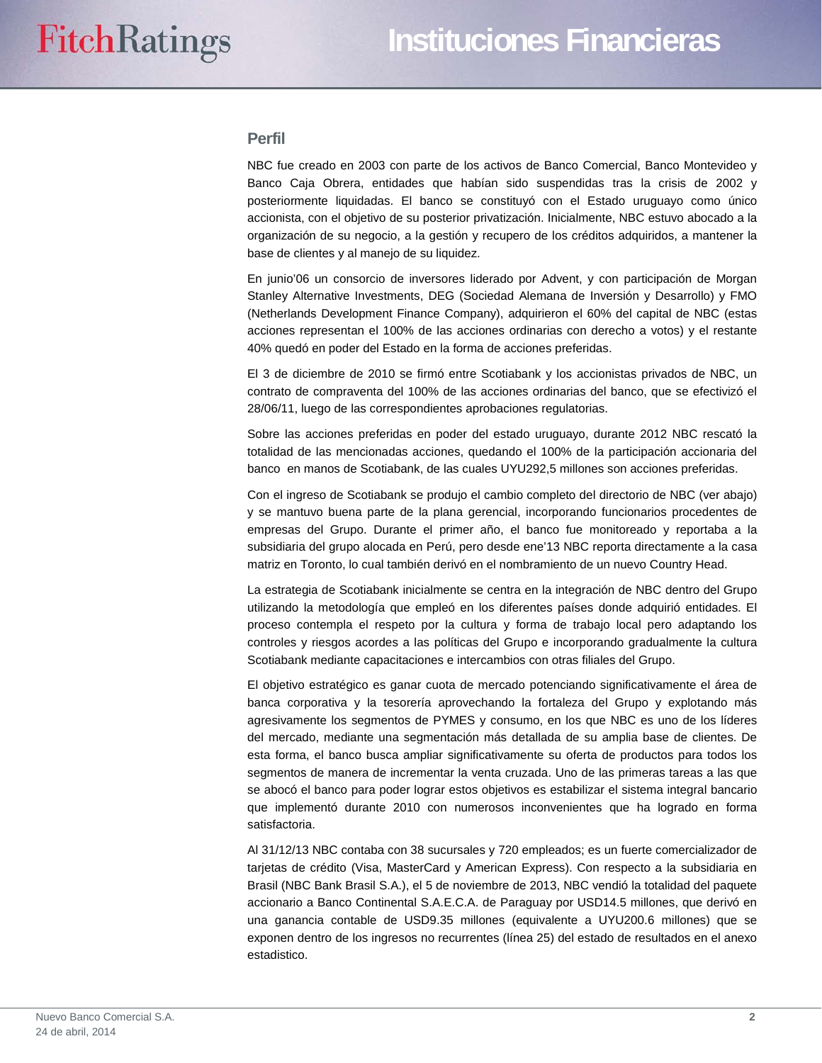## Perfil

NBC fue creado en 2003 con parte de los activos de Banco Comercial, Banco Montevideo y Banco Caja Obrera, entidades que habían sido suspendidas tras la crisis de 2002 y posteriormente liquidadas. El banco se constituyó con el Estado uruguayo como único accionista, con el objetivo de su posterior privatización. Inicialmente, NBC estuvo abocado a la organización de su negocio, a la gestión y recupero de los créditos adquiridos, a mantener la base de clientes y al manejo de su liquidez.

En junio'06 un consorcio de inversores liderado por Advent, y con participación de Morgan Stanley Alternative Investments, DEG (Sociedad Alemana de Inversión y Desarrollo) y FMO (Netherlands Development Finance Company), adquirieron el 60% del capital de NBC (estas acciones representan el 100% de las acciones ordinarias con derecho a votos) y el restante 40% quedó en poder del Estado en la forma de acciones preferidas.

El 3 de diciembre de 2010 se firmó entre Scotiabank y los accionistas privados de NBC, un contrato de compraventa del 100% de las acciones ordinarias del banco, que se efectivizó el 28/06/11, luego de las correspondientes aprobaciones regulatorias.

Sobre las acciones preferidas en poder del estado uruguayo, durante 2012 NBC rescató la totalidad de las mencionadas acciones, quedando el 100% de la participación accionaria del banco en manos de Scotiabank, de las cuales UYU292,5 millones son acciones preferidas.

Con el ingreso de Scotiabank se produjo el cambio completo del directorio de NBC (ver abajo) y se mantuvo buena parte de la plana gerencial, incorporando funcionarios procedentes de empresas del Grupo. Durante el primer año, el banco fue monitoreado y reportaba a la subsidiaria del grupo alocada en Perú, pero desde ene'13 NBC reporta directamente a la casa matriz en Toronto, lo cual también derivó en el nombramiento de un nuevo Country Head.

La estrategia de Scotiabank inicialmente se centra en la integración de NBC dentro del Grupo utilizando la metodología que empleó en los diferentes países donde adquirió entidades. El proceso contempla el respeto por la cultura y forma de trabajo local pero adaptando los controles y riesgos acordes a las políticas del Grupo e incorporando gradualmente la cultura Scotiabank mediante capacitaciones e intercambios con otras filiales del Grupo.

El objetivo estratégico es ganar cuota de mercado potenciando significativamente el área de banca corporativa y la tesorería aprovechando la fortaleza del Grupo y explotando más agresivamente los segmentos de PYMES y consumo, en los que NBC es uno de los líderes del mercado, mediante una segmentación más detallada de su amplia base de clientes. De esta forma, el banco busca ampliar significativamente su oferta de productos para todos los segmentos de manera de incrementar la venta cruzada. Uno de las primeras tareas a las que se abocó el banco para poder lograr estos objetivos es estabilizar el sistema integral bancario que implementó durante 2010 con numerosos inconvenientes que ha logrado en forma satisfactoria.

Al 31/12/13 NBC contaba con 38 sucursales y 720 empleados; es un fuerte comercializador de tarjetas de crédito (Visa, MasterCard y American Express). Con respecto a la subsidiaria en Brasil (NBC Bank Brasil S.A.), el 5 de noviembre de 2013, NBC vendió la totalidad del paquete accionario a Banco Continental S.A.E.C.A. de Paraguay por USD14.5 millones, que derivó en una ganancia contable de USD9.35 millones (equivalente a UYU200.6 millones) que se exponen dentro de los ingresos no recurrentes (línea 25) del estado de resultados en el anexo estadistico.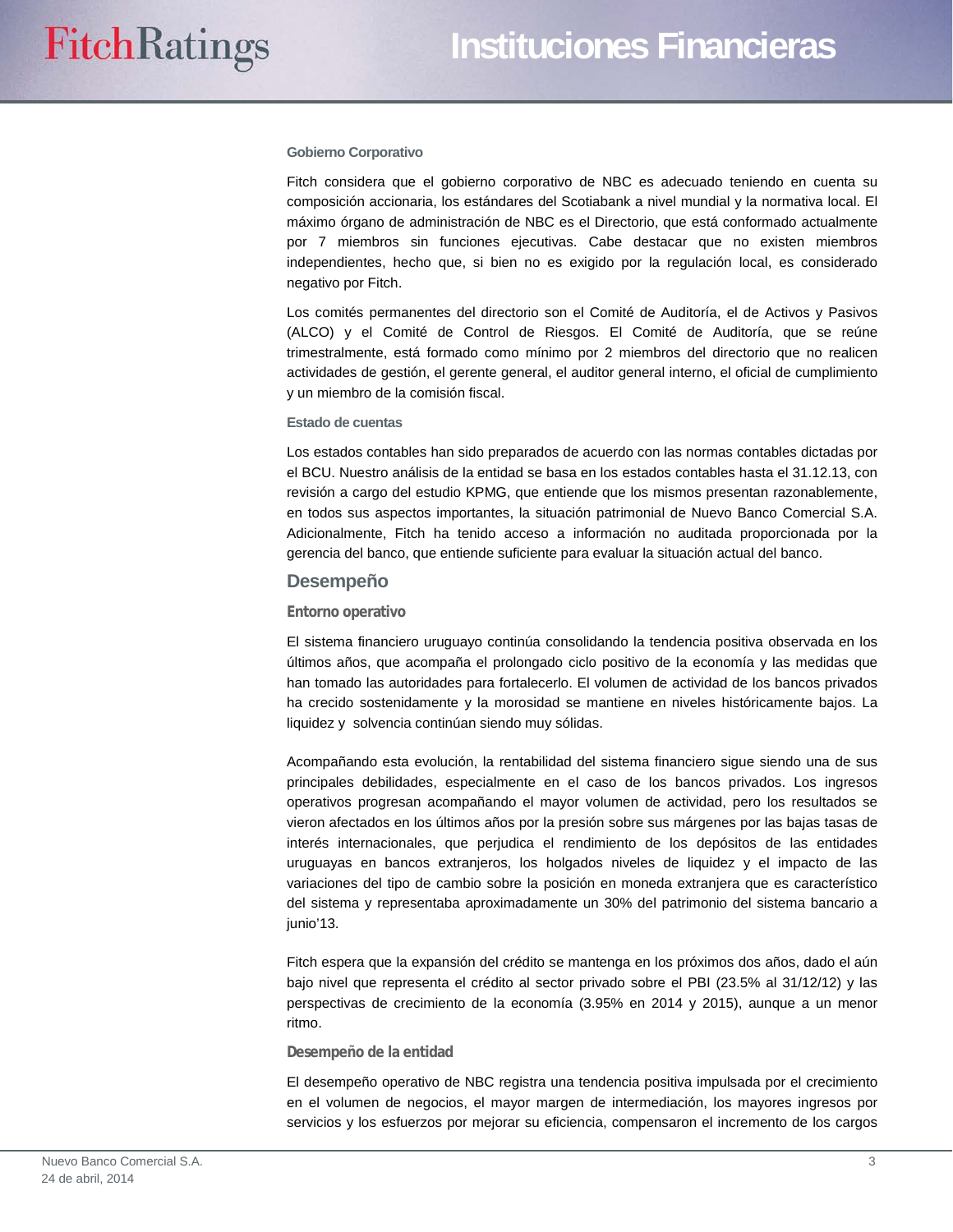### Gobierno Corporativo

Fitch considera que el gobierno corporativo de NBC es adecuado teniendo en cuenta su composición accionaria, los estándares del Scotiabank a nivel mundial y la normativa local. El máximo órgano de administración de NBC es el Directorio, que está conformado actualmente por 7 miembros sin funciones ejecutivas. Cabe destacar que no existen miembros independientes, hecho que, si bien no es exigido por la regulación local, es considerado negativo por Fitch.

Los comités permanentes del directorio son el Comité de Auditoría, el de Activos y Pasivos (ALCO) y el Comité de Control de Riesgos. El Comité de Auditoría, que se reúne trimestralmente, está formado como mínimo por 2 miembros del directorio que no realicen actividades de gestión, el gerente general, el auditor general interno, el oficial de cumplimiento y un miembro de la comisión fiscal.

### Estado de cuentas

Los estados contables han sido preparados de acuerdo con las normas contables dictadas por el BCU. Nuestro análisis de la entidad se basa en los estados contables hasta el 31.12.13, con revisión a cargo del estudio KPMG, que entiende que los mismos presentan razonablemente, en todos sus aspectos importantes, la situación patrimonial de Nuevo Banco Comercial S.A. Adicionalmente, Fitch ha tenido acceso a información no auditada proporcionada por la gerencia del banco, que entiende suficiente para evaluar la situación actual del banco.

## Desempeño

### Entorno operativo

El sistema financiero uruguayo continúa consolidando la tendencia positiva observada en los últimos años, que acompaña el prolongado ciclo positivo de la economía y las medidas que han tomado las autoridades para fortalecerlo. El volumen de actividad de los bancos privados ha crecido sostenidamente y la morosidad se mantiene en niveles históricamente bajos. La liquidez y solvencia continúan siendo muy sólidas.

Acompañando esta evolución, la rentabilidad del sistema financiero sigue siendo una de sus principales debilidades, especialmente en el caso de los bancos privados. Los ingresos operativos progresan acompañando el mayor volumen de actividad, pero los resultados se vieron afectados en los últimos años por la presión sobre sus márgenes por las bajas tasas de interés internacionales, que perjudica el rendimiento de los depósitos de las entidades uruguayas en bancos extranjeros, los holgados niveles de liquidez y el impacto de las variaciones del tipo de cambio sobre la posición en moneda extranjera que es característico del sistema y representaba aproximadamente un 30% del patrimonio del sistema bancario a junio'13.

Fitch espera que la expansión del crédito se mantenga en los próximos dos años, dado el aún bajo nivel que representa el crédito al sector privado sobre el PBI (23.5% al 31/12/12) y las perspectivas de crecimiento de la economía (3.95% en 2014 y 2015), aunque a un menor ritmo.

### Desempeño de la entidad

El desempeño operativo de NBC registra una tendencia positiva impulsada por el crecimiento en el volumen de negocios, el mayor margen de intermediación, los mayores ingresos por servicios y los esfuerzos por mejorar su eficiencia, compensaron el incremento de los cargos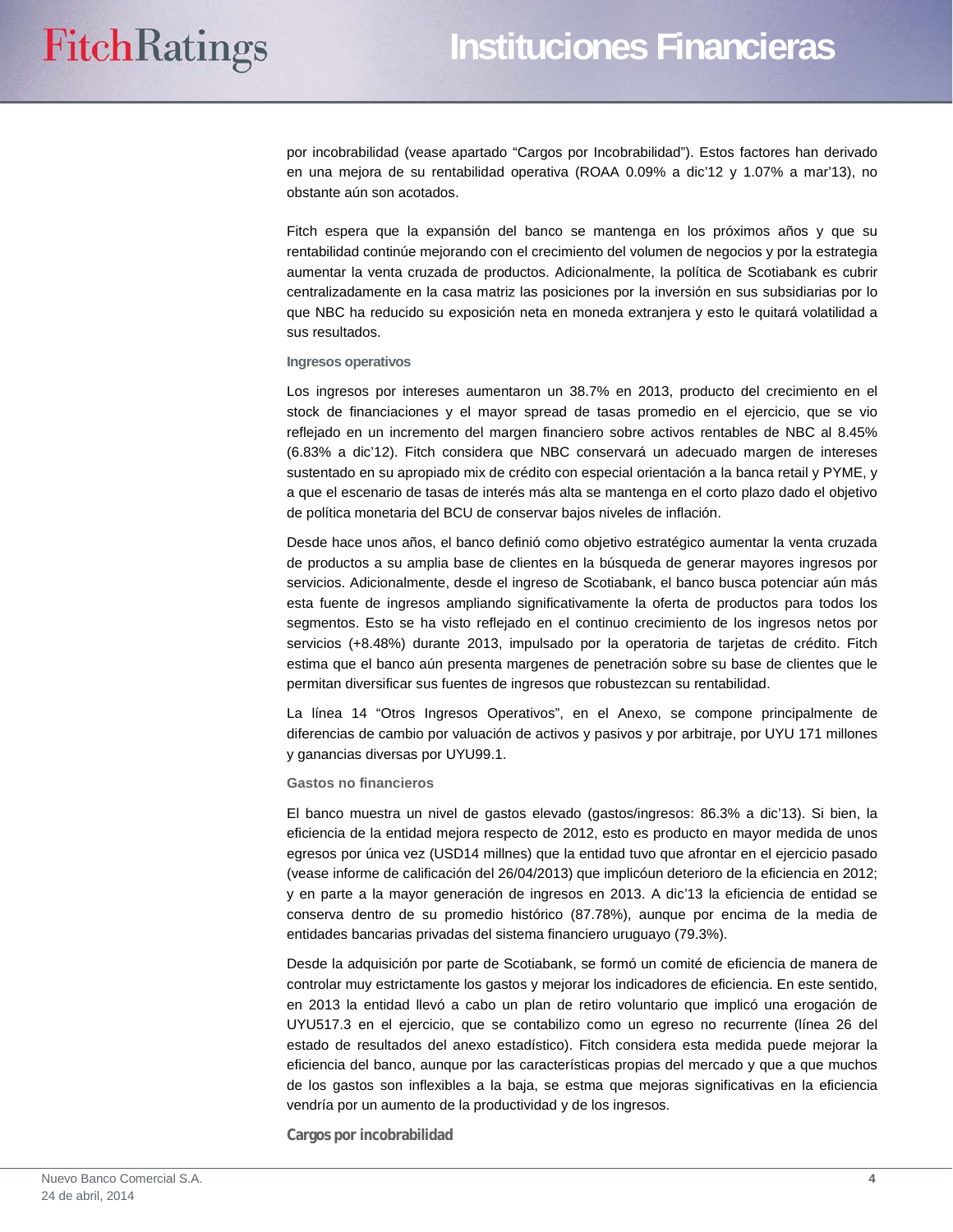por incobrabilidad (vease apartado “Cargos por Incobrabilidad”). Estos factores han derivado en una mejora de su rentabilidad operativa (ROAA 0.09% a dic’12 y 1.07% a mar’13), no obstante aún son acotados.

Fitch espera que la expansión del banco se mantenga en los próximos años y que su rentabilidad continúe mejorando con el crecimiento del volumen de negocios y por la estrategia aumentar la venta cruzada de productos. Adicionalmente, la política de Scotiabank es cubrir centralizadamente en la casa matriz las posiciones por la inversión en sus subsidiarias por lo que NBC ha reducido su exposición neta en moneda extranjera y esto le quitará volatilidad a sus resultados.

### Ingresos operativos

Los ingresos por intereses aumentaron un 38.7% en 2013, producto del crecimiento en el stock de financiaciones y el mayor spread de tasas promedio en el ejercicio, que se vio reflejado en un incremento del margen financiero sobre activos rentables de NBC al 8.45% (6.83% a dic’12). Fitch considera que NBC conservará un adecuado margen de intereses sustentado en su apropiado mix de crédito con especial orientación a la banca retail y PYME, y a que el escenario de tasas de interés más alta se mantenga en el corto plazo dado el objetivo de política monetaria del BCU de conservar bajos niveles de inflación.

Desde hace unos años, el banco definió como objetivo estratégico aumentar la venta cruzada de productos a su amplia base de clientes en la búsqueda de generar mayores ingresos por servicios. Adicionalmente, desde el ingreso de Scotiabank, el banco busca potenciar aún más esta fuente de ingresos ampliando significativamente la oferta de productos para todos los segmentos. Esto se ha visto reflejado en el continuo crecimiento de los ingresos netos por servicios (+8.48%) durante 2013, impulsado por la operatoria de tarjetas de crédito. Fitch estima que el banco aún presenta margenes de penetración sobre su base de clientes que le permitan diversificar sus fuentes de ingresos que robustezcan su rentabilidad.

La línea 14 “Otros Ingresos Operativos”, en el Anexo, se compone principalmente de diferencias de cambio por valuación de activos y pasivos y por arbitraje, por UYU 171 millones y ganancias diversas por UYU99.1.

### Gastos no financieros

El banco muestra un nivel de gastos elevado (gastos/ingresos: 86.3% a dic’13). Si bien, la eficiencia de la entidad mejora respecto de 2012, esto es producto en mayor medida de unos egresos por única vez (USD14 millnes) que la entidad tuvo que afrontar en el ejercicio pasado (vease informe de calificación del 26/04/2013) que implicóun deterioro de la eficiencia en 2012; y en parte a la mayor generación de ingresos en 2013. A dic’13 la eficiencia de entidad se conserva dentro de su promedio histórico (87.78%), aunque por encima de la media de entidades bancarias privadas del sistema financiero uruguayo (79.3%).

Desde la adquisición por parte de Scotiabank, se formó un comité de eficiencia de manera de controlar muy estrictamente los gastos y mejorar los indicadores de eficiencia. En este sentido, en 2013 la entidad llevó a cabo un plan de retiro voluntario que implicó una erogación de UYU517.3 en el ejercicio, que se contabilizo como un egreso no recurrente (línea 26 del estado de resultados del anexo estadístico). Fitch considera esta medida puede mejorar la eficiencia del banco, aunque por las características propias del mercado y que a que muchos de los gastos son inflexibles a la baja, se estma que mejoras significativas en la eficiencia vendría por un aumento de la productividad y de los ingresos.

### Cargos por incobrabilidad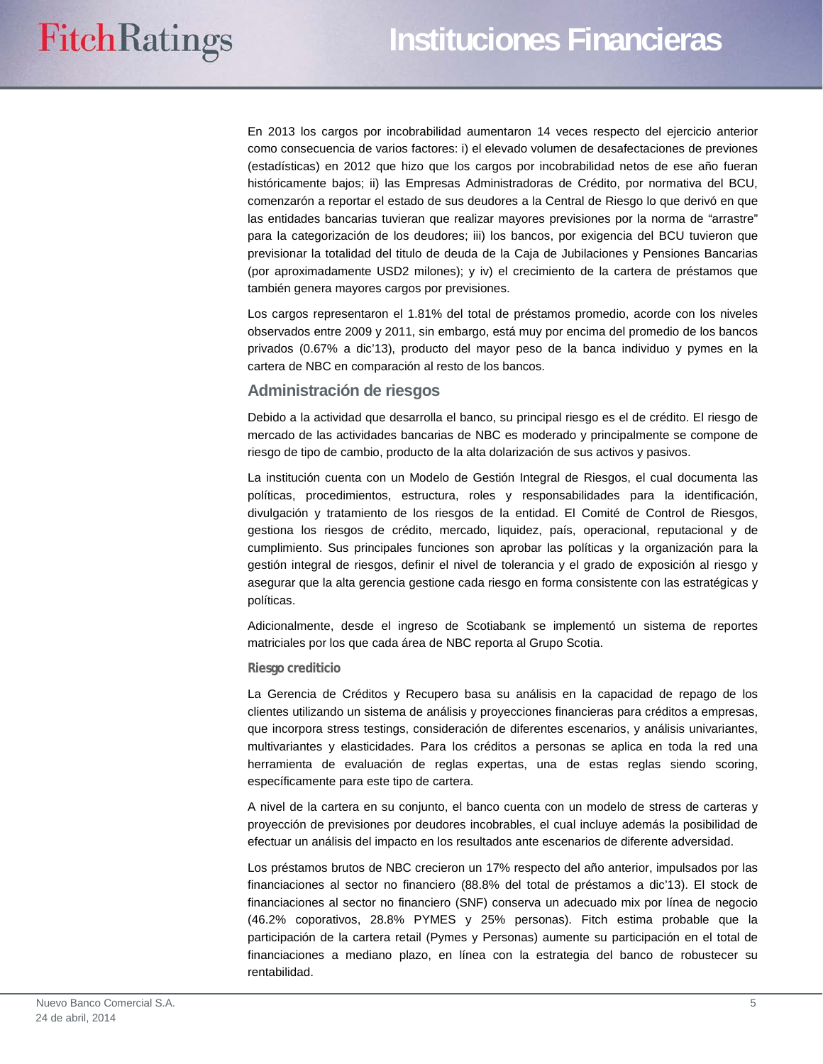En 2013 los cargos por incobrabilidad aumentaron 14 veces respecto del ejercicio anterior como consecuencia de varios factores: i) el elevado volumen de desafectaciones de previones (estadísticas) en 2012 que hizo que los cargos por incobrabilidad netos de ese año fueran históricamente bajos; ii) las Empresas Administradoras de Crédito, por normativa del BCU, comenzarón a reportar el estado de sus deudores a la Central de Riesgo lo que derivó en que las entidades bancarias tuvieran que realizar mayores previsiones por la norma de “arrastre” para la categorización de los deudores; iii) los bancos, por exigencia del BCU tuvieron que previsionar la totalidad del titulo de deuda de la Caja de Jubilaciones y Pensiones Bancarias (por aproximadamente USD2 milones); y iv) el crecimiento de la cartera de préstamos que también genera mayores cargos por previsiones.

Los cargos representaron el 1.81% del total de préstamos promedio, acorde con los niveles observados entre 2009 y 2011, sin embargo, está muy por encima del promedio de los bancos privados (0.67% a dic’13), producto del mayor peso de la banca individuo y pymes en la cartera de NBC en comparación al resto de los bancos.

## Administración de riesgos

Debido a la actividad que desarrolla el banco, su principal riesgo es el de crédito. El riesgo de mercado de las actividades bancarias de NBC es moderado y principalmente se compone de riesgo de tipo de cambio, producto de la alta dolarización de sus activos y pasivos.

La institución cuenta con un Modelo de Gestión Integral de Riesgos, el cual documenta las políticas, procedimientos, estructura, roles y responsabilidades para la identificación, divulgación y tratamiento de los riesgos de la entidad. El Comité de Control de Riesgos, gestiona los riesgos de crédito, mercado, liquidez, país, operacional, reputacional y de cumplimiento. Sus principales funciones son aprobar las políticas y la organización para la gestión integral de riesgos, definir el nivel de tolerancia y el grado de exposición al riesgo y asegurar que la alta gerencia gestione cada riesgo en forma consistente con las estratégicas y políticas.

Adicionalmente, desde el ingreso de Scotiabank se implementó un sistema de reportes matriciales por los que cada área de NBC reporta al Grupo Scotia.

### Riesgo crediticio

La Gerencia de Créditos y Recupero basa su análisis en la capacidad de repago de los clientes utilizando un sistema de análisis y proyecciones financieras para créditos a empresas, que incorpora stress testings, consideración de diferentes escenarios, y análisis univariantes, multivariantes y elasticidades. Para los créditos a personas se aplica en toda la red una herramienta de evaluación de reglas expertas, una de estas reglas siendo scoring, específicamente para este tipo de cartera.

A nivel de la cartera en su conjunto, el banco cuenta con un modelo de stress de carteras y proyección de previsiones por deudores incobrables, el cual incluye además la posibilidad de efectuar un análisis del impacto en los resultados ante escenarios de diferente adversidad.

Los préstamos brutos de NBC crecieron un 17% respecto del año anterior, impulsados por las financiaciones al sector no financiero (88.8% del total de préstamos a dic’13). El stock de financiaciones al sector no financiero (SNF) conserva un adecuado mix por línea de negocio (46.2% coporativos, 28.8% PYMES y 25% personas). Fitch estima probable que la participación de la cartera retail (Pymes y Personas) aumente su participación en el total de financiaciones a mediano plazo, en línea con la estrategia del banco de robustecer su rentabilidad.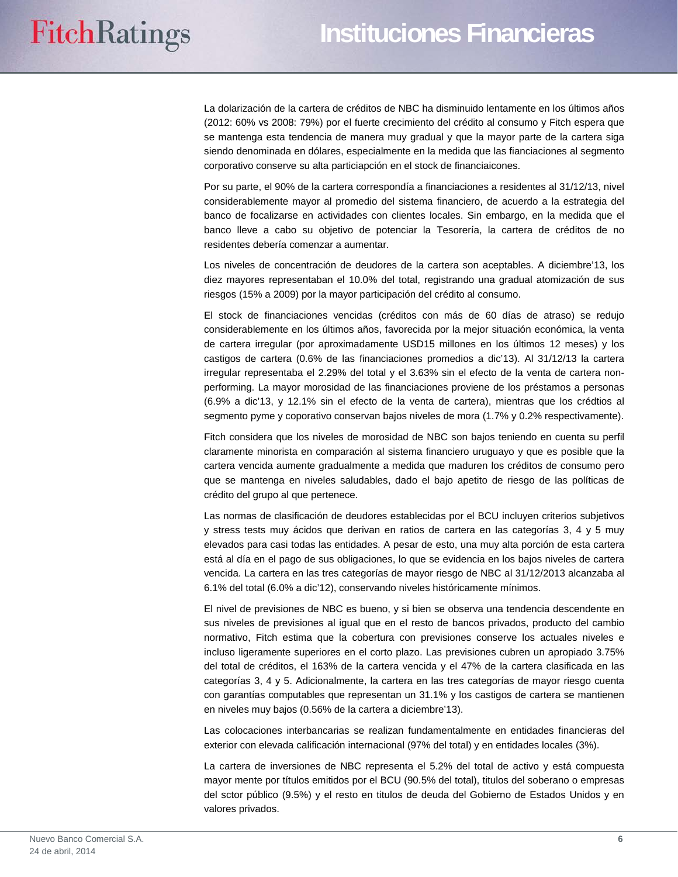La dolarización de la cartera de créditos de NBC ha disminuido lentamente en los últimos años (2012: 60% vs 2008: 79%) por el fuerte crecimiento del crédito al consumo y Fitch espera que se mantenga esta tendencia de manera muy gradual y que la mayor parte de la cartera siga siendo denominada en dólares, especialmente en la medida que las fianciaciones al segmento corporativo conserve su alta particiapción en el stock de financiaicones.

Por su parte, el 90% de la cartera correspondía a financiaciones a residentes al 31/12/13, nivel considerablemente mayor al promedio del sistema financiero, de acuerdo a la estrategia del banco de focalizarse en actividades con clientes locales. Sin embargo, en la medida que el banco lleve a cabo su objetivo de potenciar la Tesorería, la cartera de créditos de no residentes debería comenzar a aumentar.

Los niveles de concentración de deudores de la cartera son aceptables. A diciembre'13, los diez mayores representaban el 10.0% del total, registrando una gradual atomización de sus riesgos (15% a 2009) por la mayor participación del crédito al consumo.

El stock de financiaciones vencidas (créditos con más de 60 días de atraso) se redujo considerablemente en los últimos años, favorecida por la mejor situación económica, la venta de cartera irregular (por aproximadamente USD15 millones en los últimos 12 meses) y los castigos de cartera (0.6% de las financiaciones promedios a dic'13). Al 31/12/13 la cartera irregular representaba el 2.29% del total y el 3.63% sin el efecto de la venta de cartera non-performing. La mayor morosidad de las financiaciones proviene de los préstamos a personas (6.9% a dic'13, y 12.1% sin el efecto de la venta de cartera), mientras que los crédtios al segmento pyme y coporativo conservan bajos niveles de mora (1.7% y 0.2% respectivamente).

Fitch considera que los niveles de morosidad de NBC son bajos teniendo en cuenta su perfil claramente minorista en comparación al sistema financiero uruguayo y que es posible que la cartera vencida aumente gradualmente a medida que maduren los créditos de consumo pero que se mantenga en niveles saludables, dado el bajo apetito de riesgo de las políticas de crédito del grupo al que pertenece.

Las normas de clasificación de deudores establecidas por el BCU incluyen criterios subjetivos y stress tests muy ácidos que derivan en ratios de cartera en las categorías 3, 4 y 5 muy elevados para casi todas las entidades. A pesar de esto, una muy alta porción de esta cartera está al día en el pago de sus obligaciones, lo que se evidencia en los bajos niveles de cartera vencida. La cartera en las tres categorías de mayor riesgo de NBC al 31/12/2013 alcanzaba al 6.1% del total (6.0% a dic'12), conservando niveles históricamente mínimos.

El nivel de previsiones de NBC es bueno, y si bien se observa una tendencia descendente en sus niveles de previsiones al igual que en el resto de bancos privados, producto del cambio normativo, Fitch estima que la cobertura con previsiones conserve los actuales niveles e incluso ligeramente superiores en el corto plazo. Las previsiones cubren un apropiado 3.75% del total de créditos, el 163% de la cartera vencida y el 47% de la cartera clasificada en las categorías 3, 4 y 5. Adicionalmente, la cartera en las tres categorías de mayor riesgo cuenta con garantías computables que representan un 31.1% y los castigos de cartera se mantienen en niveles muy bajos (0.56% de la cartera a diciembre'13).

Las colocaciones interbancarias se realizan fundamentalmente en entidades financieras del exterior con elevada calificación internacional (97% del total) y en entidades locales (3%).

La cartera de inversiones de NBC representa el 5.2% del total de activo y está compuesta mayor mente por títulos emitidos por el BCU (90.5% del total), titulos del soberano o empresas del sctor público (9.5%) y el resto en titulos de deuda del Gobierno de Estados Unidos y en valores privados.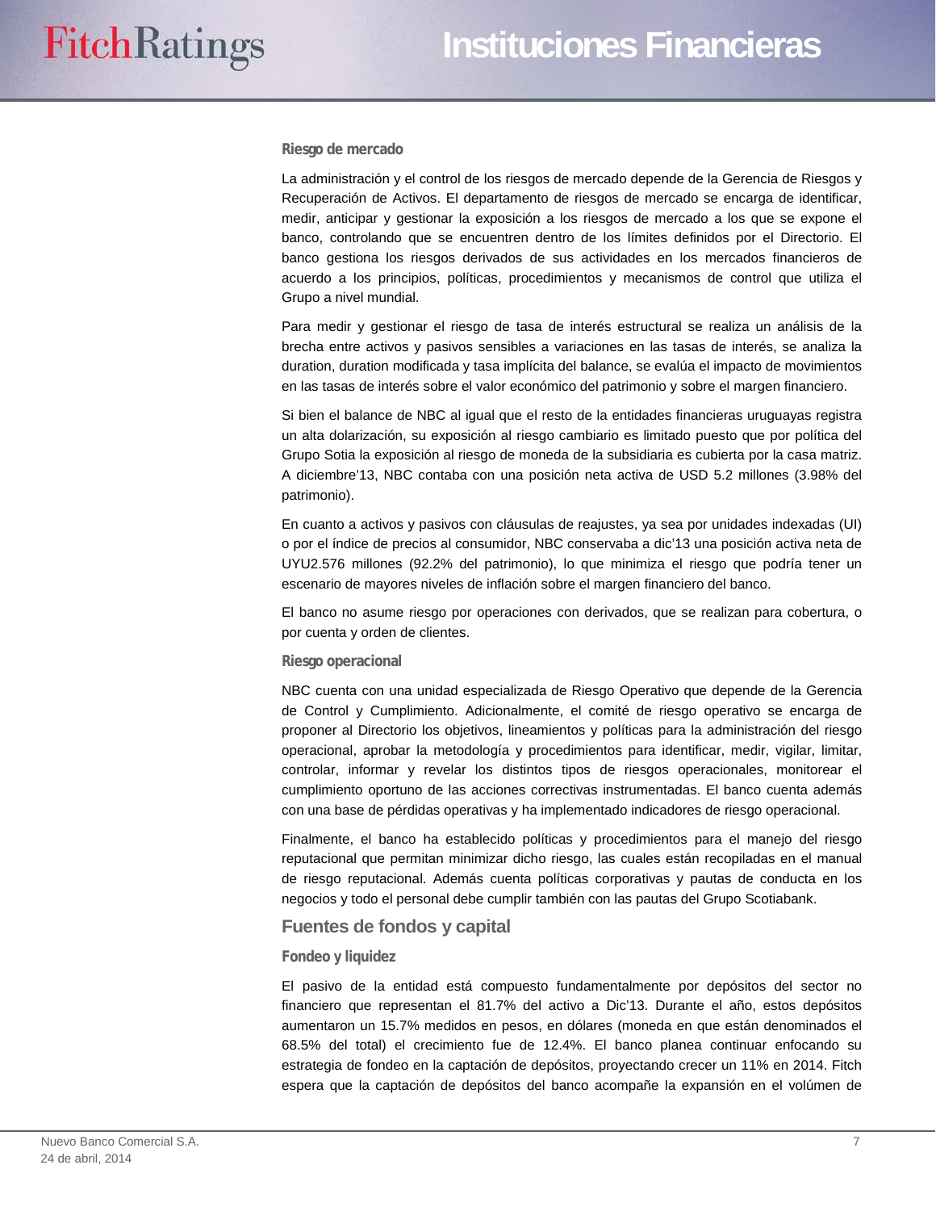### Riesgo de mercado

La administración y el control de los riesgos de mercado depende de la Gerencia de Riesgos y Recuperación de Activos. El departamento de riesgos de mercado se encarga de identificar, medir, anticipar y gestionar la exposición a los riesgos de mercado a los que se expone el banco, controlando que se encuentren dentro de los límites definidos por el Directorio. El banco gestiona los riesgos derivados de sus actividades en los mercados financieros de acuerdo a los principios, políticas, procedimientos y mecanismos de control que utiliza el Grupo a nivel mundial.

Para medir y gestionar el riesgo de tasa de interés estructural se realiza un análisis de la brecha entre activos y pasivos sensibles a variaciones en las tasas de interés, se analiza la duration, duration modificada y tasa implícita del balance, se evalúa el impacto de movimientos en las tasas de interés sobre el valor económico del patrimonio y sobre el margen financiero.

Si bien el balance de NBC al igual que el resto de la entidades financieras uruguayas registra un alta dolarización, su exposición al riesgo cambiario es limitado puesto que por política del Grupo Sotia la exposición al riesgo de moneda de la subsidiaria es cubierta por la casa matriz. A diciembre'13, NBC contaba con una posición neta activa de USD 5.2 millones (3.98% del patrimonio).

En cuanto a activos y pasivos con cláusulas de reajustes, ya sea por unidades indexadas (UI) o por el índice de precios al consumidor, NBC conservaba a dic'13 una posición activa neta de UYU2.576 millones (92.2% del patrimonio), lo que minimiza el riesgo que podría tener un escenario de mayores niveles de inflación sobre el margen financiero del banco.

El banco no asume riesgo por operaciones con derivados, que se realizan para cobertura, o por cuenta y orden de clientes.

### Riesgo operacional

NBC cuenta con una unidad especializada de Riesgo Operativo que depende de la Gerencia de Control y Cumplimiento. Adicionalmente, el comité de riesgo operativo se encarga de proponer al Directorio los objetivos, lineamientos y políticas para la administración del riesgo operacional, aprobar la metodología y procedimientos para identificar, medir, vigilar, limitar, controlar, informar y revelar los distintos tipos de riesgos operacionales, monitorear el cumplimiento oportuno de las acciones correctivas instrumentadas. El banco cuenta además con una base de pérdidas operativas y ha implementado indicadores de riesgo operacional.

Finalmente, el banco ha establecido políticas y procedimientos para el manejo del riesgo reputacional que permitan minimizar dicho riesgo, las cuales están recopiladas en el manual de riesgo reputacional. Además cuenta políticas corporativas y pautas de conducta en los negocios y todo el personal debe cumplir también con las pautas del Grupo Scotiabank.

## Fuentes de fondos y capital

### Fondeo y liquidez

El pasivo de la entidad está compuesto fundamentalmente por depósitos del sector no financiero que representan el 81.7% del activo a Dic'13. Durante el año, estos depósitos aumentaron un 15.7% medidos en pesos, en dólares (moneda en que están denominados el 68.5% del total) el crecimiento fue de 12.4%. El banco planea continuar enfocando su estrategia de fondeo en la captación de depósitos, proyectando crecer un 11% en 2014. Fitch espera que la captación de depósitos del banco acompañe la expansión en el volúmen de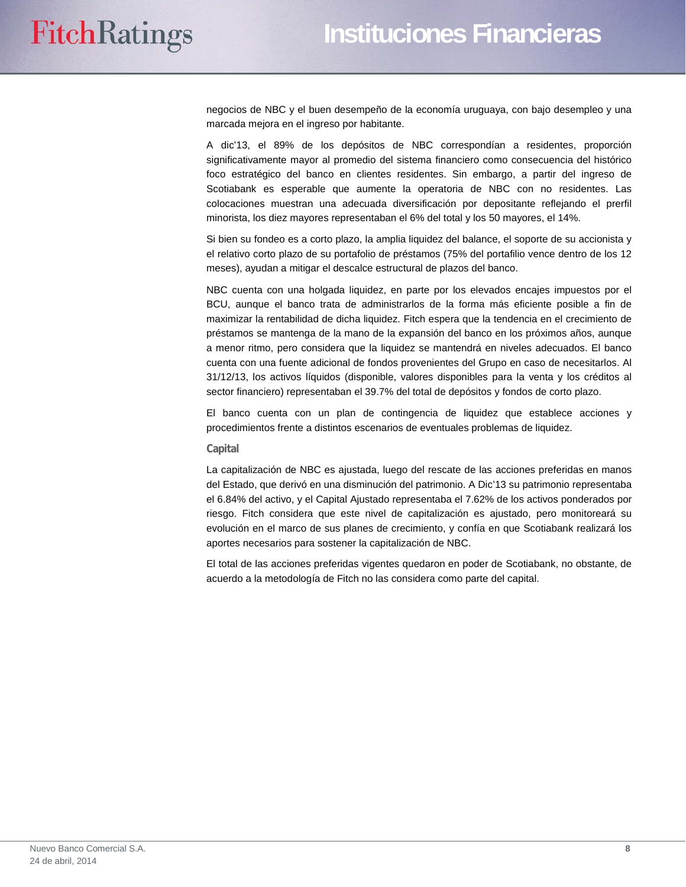negocios de NBC y el buen desempeño de la economía uruguaya, con bajo desempleo y una marcada mejora en el ingreso por habitante.

A dic'13, el 89% de los depósitos de NBC correspondían a residentes, proporción significativamente mayor al promedio del sistema financiero como consecuencia del histórico foco estratégico del banco en clientes residentes. Sin embargo, a partir del ingreso de Scotiabank es esperable que aumente la operatoria de NBC con no residentes. Las colocaciones muestran una adecuada diversificación por depositante reflejando el prerfil minorista, los diez mayores representaban el 6% del total y los 50 mayores, el 14%.

Si bien su fondeo es a corto plazo, la amplia liquidez del balance, el soporte de su accionista y el relativo corto plazo de su portafolio de préstamos (75% del portafilio vence dentro de los 12 meses), ayudan a mitigar el descalce estructural de plazos del banco.

NBC cuenta con una holgada liquidez, en parte por los elevados encajes impuestos por el BCU, aunque el banco trata de administrarlos de la forma más eficiente posible a fin de maximizar la rentabilidad de dicha liquidez. Fitch espera que la tendencia en el crecimiento de préstamos se mantenga de la mano de la expansión del banco en los próximos años, aunque a menor ritmo, pero considera que la liquidez se mantendrá en niveles adecuados. El banco cuenta con una fuente adicional de fondos provenientes del Grupo en caso de necesitarlos. Al 31/12/13, los activos líquidos (disponible, valores disponibles para la venta y los créditos al sector financiero) representaban el 39.7% del total de depósitos y fondos de corto plazo.

El banco cuenta con un plan de contingencia de liquidez que establece acciones y procedimientos frente a distintos escenarios de eventuales problemas de liquidez.

### Capital

La capitalización de NBC es ajustada, luego del rescate de las acciones preferidas en manos del Estado, que derivó en una disminución del patrimonio. A Dic'13 su patrimonio representaba el 6.84% del activo, y el Capital Ajustado representaba el 7.62% de los activos ponderados por riesgo. Fitch considera que este nivel de capitalización es ajustado, pero monitoreará su evolución en el marco de sus planes de crecimiento, y confía en que Scotiabank realizará los aportes necesarios para sostener la capitalización de NBC.

El total de las acciones preferidas vigentes quedaron en poder de Scotiabank, no obstante, de acuerdo a la metodología de Fitch no las considera como parte del capital.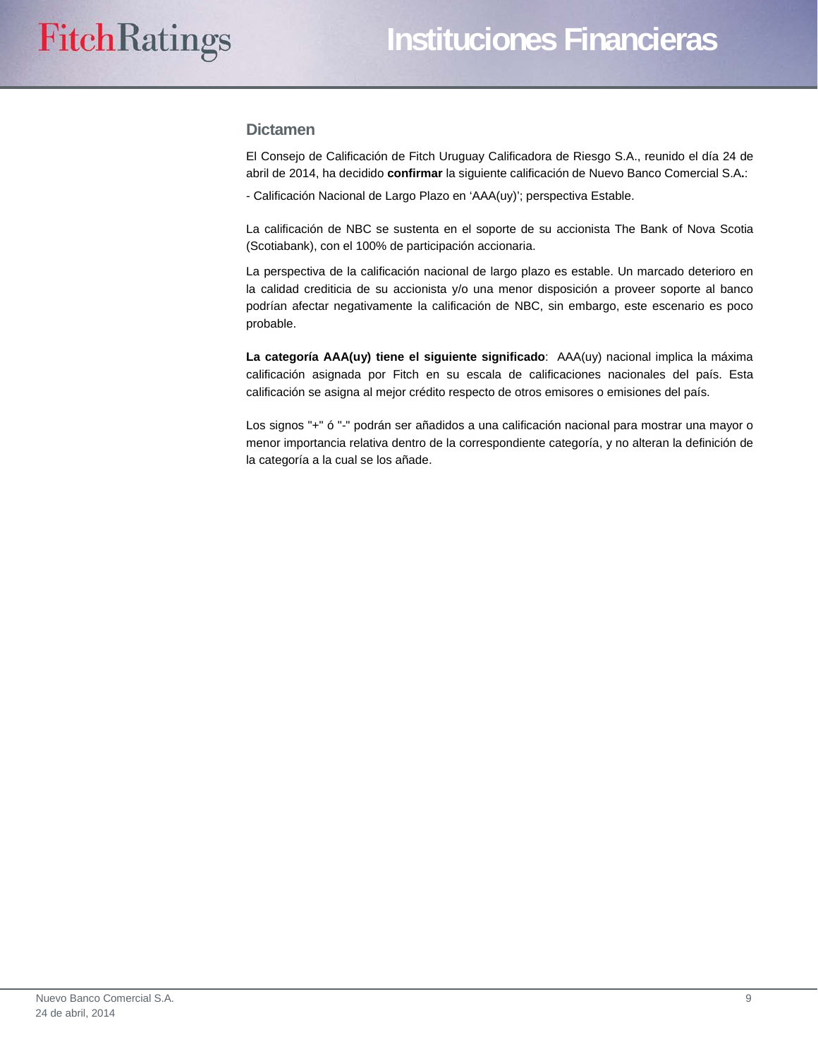## Dictamen

El Consejo de Calificación de Fitch Uruguay Calificadora de Riesgo S.A., reunido el día 24 de abril de 2014, ha decidido **confirmar** la siguiente calificación de Nuevo Banco Comercial S.A.:

- Calificación Nacional de Largo Plazo en 'AAA(uy)'; perspectiva Estable.

La calificación de NBC se sustenta en el soporte de su accionista The Bank of Nova Scotia (Scotiabank), con el 100% de participación accionaria.

La perspectiva de la calificación nacional de largo plazo es estable. Un marcado deterioro en la calidad crediticia de su accionista y/o una menor disposición a proveer soporte al banco podrían afectar negativamente la calificación de NBC, sin embargo, este escenario es poco probable.

**La categoría AAA(uy) tiene el siguiente significado**: AAA(uy) nacional implica la máxima calificación asignada por Fitch en su escala de calificaciones nacionales del país. Esta calificación se asigna al mejor crédito respecto de otros emisores o emisiones del país.

Los signos "+" ó "-" podrán ser añadidos a una calificación nacional para mostrar una mayor o menor importancia relativa dentro de la correspondiente categoría, y no alteran la definición de la categoría a la cual se los añade.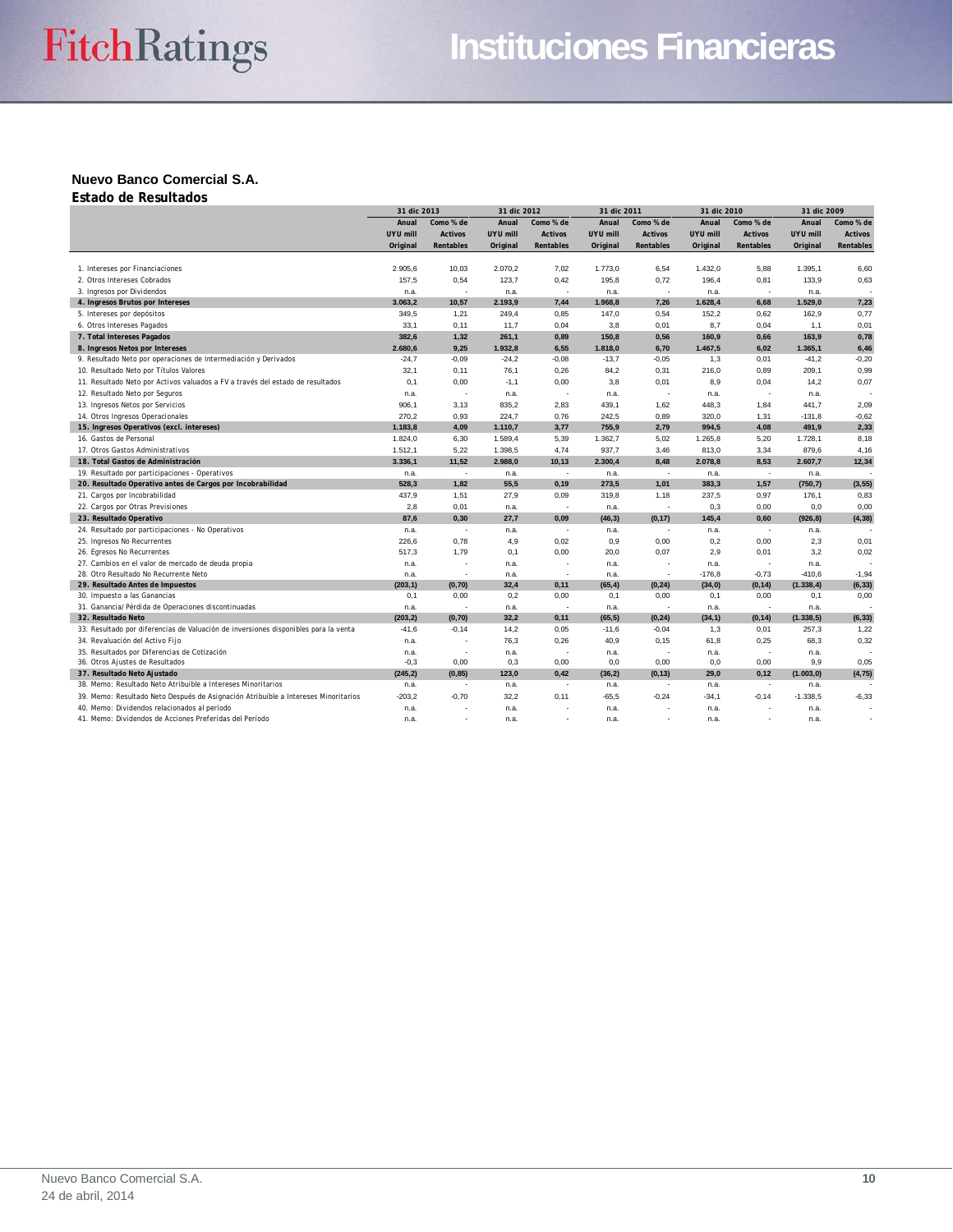## Nuevo Banco Comercial S.A.

### Estado de Resultados

| | 31 dic 2013 | | 31 dic 2012 | | 31 dic 2011 | | 31 dic 2010 | | 31 dic 2009 | |
|---|---|---|---|---|---|---|---|---|---|---|
| | Anual UYU mill Original | Como % de Activos Rentables | Anual UYU mill Original | Como % de Activos Rentables | Anual UYU mill Original | Como % de Activos Rentables | Anual UYU mill Original | Como % de Activos Rentables | Anual UYU mill Original | Como % de Activos Rentables |
| 1. Intereses por Financiaciones | 2.905,6 | 10,03 | 2.070,2 | 7,02 | 1.773,0 | 6,54 | 1.432,0 | 5,88 | 1.395,1 | 6,60 |
| 2. Otros Intereses Cobrados | 157,5 | 0,54 | 123,7 | 0,42 | 195,8 | 0,72 | 196,4 | 0,81 | 133,9 | 0,63 |
| 3. Ingresos por Dividendos | n.a. | - | n.a. | - | n.a. | - | n.a. | - | n.a. | - |
| **4. Ingresos Brutos por Intereses** | **3.063,2** | **10,57** | **2.193,9** | **7,44** | **1.968,8** | **7,26** | **1.628,4** | **6,68** | **1.529,0** | **7,23** |
| 5. Intereses por depósitos | 349,5 | 1,21 | 249,4 | 0,85 | 147,0 | 0,54 | 152,2 | 0,62 | 162,9 | 0,77 |
| 6. Otros Intereses Pagados | 33,1 | 0,11 | 11,7 | 0,04 | 3,8 | 0,01 | 8,7 | 0,04 | 1,1 | 0,01 |
| **7. Total Intereses Pagados** | **382,6** | **1,32** | **261,1** | **0,89** | **150,8** | **0,56** | **160,9** | **0,66** | **163,9** | **0,78** |
| **8. Ingresos Netos por Intereses** | **2.680,6** | **9,25** | **1.932,8** | **6,55** | **1.818,0** | **6,70** | **1.467,5** | **6,02** | **1.365,1** | **6,46** |
| 9. Resultado Neto por operaciones de Intermediación y Derivados | -24,7 | -0,09 | -24,2 | -0,08 | -13,7 | -0,05 | 1,3 | 0,01 | -41,2 | -0,20 |
| 10. Resultado Neto por Títulos Valores | 32,1 | 0,11 | 76,1 | 0,26 | 84,2 | 0,31 | 216,0 | 0,89 | 209,1 | 0,99 |
| 11. Resultado Neto por Activos valuados a FV a través del estado de resultados | 0,1 | 0,00 | -1,1 | 0,00 | 3,8 | 0,01 | 8,9 | 0,04 | 14,2 | 0,07 |
| 12. Resultado Neto por Seguros | n.a. | - | n.a. | - | n.a. | - | n.a. | - | n.a. | - |
| 13. Ingresos Netos por Servicios | 906,1 | 3,13 | 835,2 | 2,83 | 439,1 | 1,62 | 448,3 | 1,84 | 441,7 | 2,09 |
| 14. Otros Ingresos Operacionales | 270,2 | 0,93 | 224,7 | 0,76 | 242,5 | 0,89 | 320,0 | 1,31 | -131,8 | -0,62 |
| **15. Ingresos Operativos (excl. intereses)** | **1.183,8** | **4,09** | **1.110,7** | **3,77** | **755,9** | **2,79** | **994,5** | **4,08** | **491,9** | **2,33** |
| 16. Gastos de Personal | 1.824,0 | 6,30 | 1.589,4 | 5,39 | 1.362,7 | 5,02 | 1.265,8 | 5,20 | 1.728,1 | 8,18 |
| 17. Otros Gastos Administrativos | 1.512,1 | 5,22 | 1.398,5 | 4,74 | 937,7 | 3,46 | 813,0 | 3,34 | 879,6 | 4,16 |
| **18. Total Gastos de Administración** | **3.336,1** | **11,52** | **2.988,0** | **10,13** | **2.300,4** | **8,48** | **2.078,8** | **8,53** | **2.607,7** | **12,34** |
| 19. Resultado por participaciones - Operativos | n.a. | - | n.a. | - | n.a. | - | n.a. | - | n.a. | - |
| **20. Resultado Operativo antes de Cargos por Incobrabilidad** | **528,3** | **1,82** | **55,5** | **0,19** | **273,5** | **1,01** | **383,3** | **1,57** | **(750,7)** | **(3,55)** |
| 21. Cargos por Incobrabilidad | 437,9 | 1,51 | 27,9 | 0,09 | 319,8 | 1,18 | 237,5 | 0,97 | 176,1 | 0,83 |
| 22. Cargos por Otras Previsiones | 2,8 | 0,01 | n.a. | - | n.a. | - | 0,3 | 0,00 | 0,0 | 0,00 |
| **23. Resultado Operativo** | **87,6** | **0,30** | **27,7** | **0,09** | **(46,3)** | **(0,17)** | **145,4** | **0,60** | **(926,8)** | **(4,38)** |
| 24. Resultado por participaciones - No Operativos | n.a. | - | n.a. | - | n.a. | - | n.a. | - | n.a. | - |
| 25. Ingresos No Recurrentes | 226,6 | 0,78 | 4,9 | 0,02 | 0,9 | 0,00 | 0,2 | 0,00 | 2,3 | 0,01 |
| 26. Egresos No Recurrentes | 517,3 | 1,79 | 0,1 | 0,00 | 20,0 | 0,07 | 2,9 | 0,01 | 3,2 | 0,02 |
| 27. Cambios en el valor de mercado de deuda propia | n.a. | - | n.a. | - | n.a. | - | n.a. | - | n.a. | - |
| 28. Otro Resultado No Recurrente Neto | n.a. | - | n.a. | - | n.a. | - | -176,8 | -0,73 | -410,6 | -1,94 |
| **29. Resultado Antes de Impuestos** | **(203,1)** | **(0,70)** | **32,4** | **0,11** | **(65,4)** | **(0,24)** | **(34,0)** | **(0,14)** | **(1.338,4)** | **(6,33)** |
| 30. Impuesto a las Ganancias | 0,1 | 0,00 | 0,2 | 0,00 | 0,1 | 0,00 | 0,1 | 0,00 | 0,1 | 0,00 |
| 31. Ganancia/ Pérdida de Operaciones discontinuadas | n.a. | - | n.a. | - | n.a. | - | n.a. | - | n.a. | - |
| **32. Resultado Neto** | **(203,2)** | **(0,70)** | **32,2** | **0,11** | **(65,5)** | **(0,24)** | **(34,1)** | **(0,14)** | **(1.338,5)** | **(6,33)** |
| 33. Resultado por diferencias de Valuación de inversiones disponibles para la venta | -41,6 | -0,14 | 14,2 | 0,05 | -11,6 | -0,04 | 1,3 | 0,01 | 257,3 | 1,22 |
| 34. Revaluación del Activo Fijo | n.a. | - | 76,3 | 0,26 | 40,9 | 0,15 | 61,8 | 0,25 | 68,3 | 0,32 |
| 35. Resultados por Diferencias de Cotización | n.a. | - | n.a. | - | n.a. | - | n.a. | - | n.a. | - |
| 36. Otros Ajustes de Resultados | -0,3 | 0,00 | 0,3 | 0,00 | 0,0 | 0,00 | 0,0 | 0,00 | 9,9 | 0,05 |
| **37. Resultado Neto Ajustado** | **(245,2)** | **(0,85)** | **123,0** | **0,42** | **(36,2)** | **(0,13)** | **29,0** | **0,12** | **(1.003,0)** | **(4,75)** |
| 38. Memo: Resultado Neto Atribuible a Intereses Minoritarios | n.a. | - | n.a. | - | n.a. | - | n.a. | - | n.a. | - |
| 39. Memo: Resultado Neto Después de Asignación Atribuible a Intereses Minoritarios | -203,2 | -0,70 | 32,2 | 0,11 | -65,5 | -0,24 | -34,1 | -0,14 | -1.338,5 | -6,33 |
| 40. Memo: Dividendos relacionados al período | n.a. | - | n.a. | - | n.a. | - | n.a. | - | n.a. | - |
| 41. Memo: Dividendos de Acciones Preferidas del Período | n.a. | - | n.a. | - | n.a. | - | n.a. | - | n.a. | - |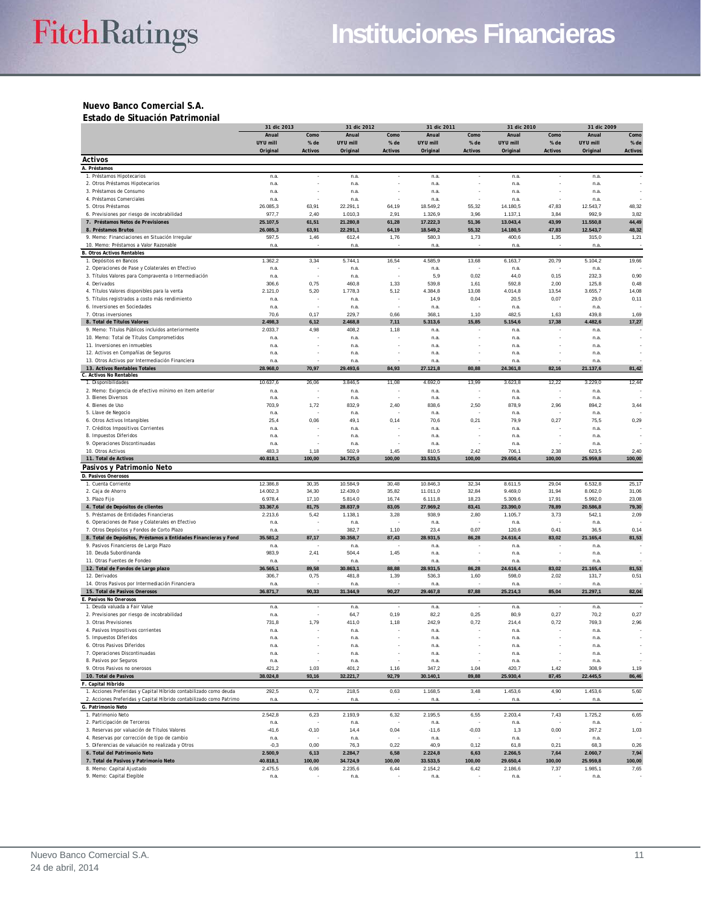**Nuevo Banco Comercial S.A.**

**Estado de Situación Patrimonial**

| | 31 dic 2013 | | 31 dic 2012 | | 31 dic 2011 | | 31 dic 2010 | | 31 dic 2009 | |
|---|---|---|---|---|---|---|---|---|---|---|
| | Anual UYU mill Original | Como % de Activos | Anual UYU mill Original | Como % de Activos | Anual UYU mill Original | Como % de Activos | Anual UYU mill Original | Como % de Activos | Anual UYU mill Original | Como % de Activos |
| **Activos** | | | | | | | | | | |
| **A. Préstamos** | | | | | | | | | | |
| 1. Préstamos Hipotecarios | n.a. | - | n.a. | - | n.a. | - | n.a. | - | n.a. | - |
| 2. Otros Préstamos Hipotecarios | n.a. | - | n.a. | - | n.a. | - | n.a. | - | n.a. | - |
| 3. Préstamos de Consumo | n.a. | - | n.a. | - | n.a. | - | n.a. | - | n.a. | - |
| 4. Préstamos Comerciales | n.a. | - | n.a. | - | n.a. | - | n.a. | - | n.a. | - |
| 5. Otros Préstamos | 26.085,3 | 63,91 | 22.291,1 | 64,19 | 18.549,2 | 55,32 | 14.180,5 | 47,83 | 12.543,7 | 48,32 |
| 6. Previsiones por riesgo de incobrabilidad | 977,7 | 2,40 | 1.010,3 | 2,91 | 1.326,9 | 3,96 | 1.137,1 | 3,84 | 992,9 | 3,82 |
| **7. Préstamos Netos de Previsiones** | **25.107,5** | **61,51** | **21.280,8** | **61,28** | **17.222,3** | **51,36** | **13.043,4** | **43,99** | **11.550,8** | **44,49** |
| **8. Préstamos Brutos** | **26.085,3** | **63,91** | **22.291,1** | **64,19** | **18.549,2** | **55,32** | **14.180,5** | **47,83** | **12.543,7** | **48,32** |
| 9. Memo: Financiaciones en Situación Irregular | 597,5 | 1,46 | 612,4 | 1,76 | 580,3 | 1,73 | 400,6 | 1,35 | 315,0 | 1,21 |
| 10. Memo: Préstamos a Valor Razonable | n.a. | - | n.a. | - | n.a. | - | n.a. | - | n.a. | - |
| **B. Otros Activos Rentables** | | | | | | | | | | |
| 1. Depósitos en Bancos | 1.362,2 | 3,34 | 5.744,1 | 16,54 | 4.585,9 | 13,68 | 6.163,7 | 20,79 | 5.104,2 | 19,66 |
| 2. Operaciones de Pase y Colaterales en Efectivo | n.a. | - | n.a. | - | n.a. | - | n.a. | - | n.a. | - |
| 3. Títulos Valores para Compraventa o Intermediación | n.a. | - | n.a. | - | 5,9 | 0,02 | 44,0 | 0,15 | 232,3 | 0,90 |
| 4. Derivados | 306,6 | 0,75 | 460,8 | 1,33 | 539,8 | 1,61 | 592,8 | 2,00 | 125,8 | 0,48 |
| 4. Títulos Valores disponibles para la venta | 2.121,0 | 5,20 | 1.778,3 | 5,12 | 4.384,8 | 13,08 | 4.014,8 | 13,54 | 3.655,7 | 14,08 |
| 5. Títulos registrados a costo más rendimiento | n.a. | - | n.a. | - | 14,9 | 0,04 | 20,5 | 0,07 | 29,0 | 0,11 |
| 6. Inversiones en Sociedades | n.a. | - | n.a. | - | n.a. | - | n.a. | - | n.a. | - |
| 7. Otras inversiones | 70,6 | 0,17 | 229,7 | 0,66 | 368,1 | 1,10 | 482,5 | 1,63 | 439,8 | 1,69 |
| **8. Total de Títulos Valores** | **2.498,3** | **6,12** | **2.468,8** | **7,11** | **5.313,6** | **15,85** | **5.154,6** | **17,38** | **4.482,6** | **17,27** |
| 9. Memo: Títulos Públicos incluidos anteriormente | 2.033,7 | 4,98 | 408,2 | 1,18 | n.a. | - | n.a. | - | n.a. | - |
| 10. Memo: Total de Títulos Comprometidos | n.a. | - | n.a. | - | n.a. | - | n.a. | - | n.a. | - |
| 11. Inversiones en inmuebles | n.a. | - | n.a. | - | n.a. | - | n.a. | - | n.a. | - |
| 12. Activos en Compañías de Seguros | n.a. | - | n.a. | - | n.a. | - | n.a. | - | n.a. | - |
| 13. Otros Activos por Intermediación Financiera | n.a. | - | n.a. | - | n.a. | - | n.a. | - | n.a. | - |
| **13. Activos Rentables Totales** | **28.968,0** | **70,97** | **29.493,6** | **84,93** | **27.121,8** | **80,88** | **24.361,8** | **82,16** | **21.137,6** | **81,42** |
| **C. Activos No Rentables** | | | | | | | | | | |
| 1. Disponibilidades | 10.637,6 | 26,06 | 3.846,5 | 11,08 | 4.692,0 | 13,99 | 3.623,8 | 12,22 | 3.229,0 | 12,44 |
| 2. Memo: Exigencia de efectivo mínimo en ítem anterior | n.a. | - | n.a. | - | n.a. | - | n.a. | - | n.a. | - |
| 3. Bienes Diversos | n.a. | - | n.a. | - | n.a. | - | n.a. | - | n.a. | - |
| 4. Bienes de Uso | 703,9 | 1,72 | 832,9 | 2,40 | 838,6 | 2,50 | 878,9 | 2,96 | 894,2 | 3,44 |
| 5. Llave de Negocio | n.a. | - | n.a. | - | n.a. | - | n.a. | - | n.a. | - |
| 6. Otros Activos Intangibles | 25,4 | 0,06 | 49,1 | 0,14 | 70,6 | 0,21 | 79,9 | 0,27 | 75,5 | 0,29 |
| 7. Créditos Impositivos Corrientes | n.a. | - | n.a. | - | n.a. | - | n.a. | - | n.a. | - |
| 8. Impuestos Diferidos | n.a. | - | n.a. | - | n.a. | - | n.a. | - | n.a. | - |
| 9. Operaciones Discontinuadas | n.a. | - | n.a. | - | n.a. | - | n.a. | - | n.a. | - |
| 10. Otros Activos | 483,3 | 1,18 | 502,9 | 1,45 | 810,5 | 2,42 | 706,1 | 2,38 | 623,5 | 2,40 |
| **11. Total de Activos** | **40.818,1** | **100,00** | **34.725,0** | **100,00** | **33.533,5** | **100,00** | **29.650,4** | **100,00** | **25.959,8** | **100,00** |
| **Pasivos y Patrimonio Neto** | | | | | | | | | | |
| **D. Pasivos Onerosos** | | | | | | | | | | |
| 1. Cuenta Corriente | 12.386,8 | 30,35 | 10.584,9 | 30,48 | 10.846,3 | 32,34 | 8.611,5 | 29,04 | 6.532,8 | 25,17 |
| 2. Caja de Ahorro | 14.002,3 | 34,30 | 12.439,0 | 35,82 | 11.011,0 | 32,84 | 9.469,0 | 31,94 | 8.062,0 | 31,06 |
| 3. Plazo Fijo | 6.978,4 | 17,10 | 5.814,0 | 16,74 | 6.111,8 | 18,23 | 5.309,6 | 17,91 | 5.992,0 | 23,08 |
| **4. Total de Depósitos de clientes** | **33.367,6** | **81,75** | **28.837,9** | **83,05** | **27.969,2** | **83,41** | **23.390,0** | **78,89** | **20.586,8** | **79,30** |
| 5. Préstamos de Entidades Financieras | 2.213,6 | 5,42 | 1.138,1 | 3,28 | 938,9 | 2,80 | 1.105,7 | 3,73 | 542,1 | 2,09 |
| 6. Operaciones de Pase y Colaterales en Efectivo | n.a. | - | n.a. | - | n.a. | - | n.a. | - | n.a. | - |
| 7. Otros Depósitos y Fondos de Corto Plazo | n.a. | - | 382,7 | 1,10 | 23,4 | 0,07 | 120,6 | 0,41 | 36,5 | 0,14 |
| **8. Total de Depósitos, Préstamos a Entidades Financieras y Fond** | **35.581,2** | **87,17** | **30.358,7** | **87,43** | **28.931,5** | **86,28** | **24.616,4** | **83,02** | **21.165,4** | **81,53** |
| 9. Pasivos Financieros de Largo Plazo | n.a. | - | n.a. | - | n.a. | - | n.a. | - | n.a. | - |
| 10. Deuda Subordinanda | 983,9 | 2,41 | 504,4 | 1,45 | n.a. | - | n.a. | - | n.a. | - |
| 11. Otras Fuentes de Fondeo | n.a. | - | n.a. | - | n.a. | - | n.a. | - | n.a. | - |
| **12. Total de Fondos de Largo plazo** | **36.565,1** | **89,58** | **30.863,1** | **88,88** | **28.931,5** | **86,28** | **24.616,4** | **83,02** | **21.165,4** | **81,53** |
| 12. Derivados | 306,7 | 0,75 | 481,8 | 1,39 | 536,3 | 1,60 | 598,0 | 2,02 | 131,7 | 0,51 |
| 14. Otros Pasivos por Intermediación Financiera | n.a. | - | n.a. | - | n.a. | - | n.a. | - | n.a. | - |
| **15. Total de Pasivos Onerosos** | **36.871,7** | **90,33** | **31.344,9** | **90,27** | **29.467,8** | **87,88** | **25.214,3** | **85,04** | **21.297,1** | **82,04** |
| **E. Pasivos No Onerosos** | | | | | | | | | | |
| 1. Deuda valuada a Fair Value | n.a. | - | n.a. | - | n.a. | - | n.a. | - | n.a. | - |
| 2. Previsiones por riesgo de incobrabilidad | n.a. | - | 64,7 | 0,19 | 82,2 | 0,25 | 80,9 | 0,27 | 70,2 | 0,27 |
| 3. Otras Previsiones | 731,8 | 1,79 | 411,0 | 1,18 | 242,9 | 0,72 | 214,4 | 0,72 | 769,3 | 2,96 |
| 4. Pasivos Impositivos corrientes | n.a. | - | n.a. | - | n.a. | - | n.a. | - | n.a. | - |
| 5. Impuestos Diferidos | n.a. | - | n.a. | - | n.a. | - | n.a. | - | n.a. | - |
| 6. Otros Pasivos Diferidos | n.a. | - | n.a. | - | n.a. | - | n.a. | - | n.a. | - |
| 7. Operaciones Discontinuadas | n.a. | - | n.a. | - | n.a. | - | n.a. | - | n.a. | - |
| 8. Pasivos por Seguros | n.a. | - | n.a. | - | n.a. | - | n.a. | - | n.a. | - |
| 9. Otros Pasivos no onerosos | 421,2 | 1,03 | 401,2 | 1,16 | 347,2 | 1,04 | 420,7 | 1,42 | 308,9 | 1,19 |
| **10. Total de Pasivos** | **38.024,8** | **93,16** | **32.221,7** | **92,79** | **30.140,1** | **89,88** | **25.930,4** | **87,45** | **22.445,5** | **86,46** |
| **F. Capital Híbrido** | | | | | | | | | | |
| 1. Acciones Preferidas y Capital Híbrido contabilizado como deuda | 292,5 | 0,72 | 218,5 | 0,63 | 1.168,5 | 3,48 | 1.453,6 | 4,90 | 1.453,6 | 5,60 |
| 2. Acciones Preferidas y Capital Híbrido contabilizado como Patrimo | n.a. | - | n.a. | - | n.a. | - | n.a. | - | n.a. | - |
| **G. Patrimonio Neto** | | | | | | | | | | |
| 1. Patrimonio Neto | 2.542,8 | 6,23 | 2.193,9 | 6,32 | 2.195,5 | 6,55 | 2.203,4 | 7,43 | 1.725,2 | 6,65 |
| 2. Participación de Terceros | n.a. | - | n.a. | - | n.a. | - | n.a. | - | n.a. | - |
| 3. Reservas por valuación de Títulos Valores | -41,6 | -0,10 | 14,4 | 0,04 | -11,6 | -0,03 | 1,3 | 0,00 | 267,2 | 1,03 |
| 4. Reservas por corrección de tipo de cambio | n.a. | - | n.a. | - | n.a. | - | n.a. | - | n.a. | - |
| 5. Diferencias de valuación no realizada y Otros | -0,3 | 0,00 | 76,3 | 0,22 | 40,9 | 0,12 | 61,8 | 0,21 | 68,3 | 0,26 |
| **6. Total del Patrimonio Neto** | **2.500,9** | **6,13** | **2.284,7** | **6,58** | **2.224,8** | **6,63** | **2.266,5** | **7,64** | **2.060,7** | **7,94** |
| **7. Total de Pasivos y Patrimonio Neto** | **40.818,1** | **100,00** | **34.724,9** | **100,00** | **33.533,5** | **100,00** | **29.650,4** | **100,00** | **25.959,8** | **100,00** |
| 8. Memo: Capital Ajustado | 2.475,5 | 6,06 | 2.235,6 | 6,44 | 2.154,2 | 6,42 | 2.186,6 | 7,37 | 1.985,1 | 7,65 |
| 9. Memo: Capital Elegible | n.a. | - | n.a. | - | n.a. | - | n.a. | - | n.a. | - |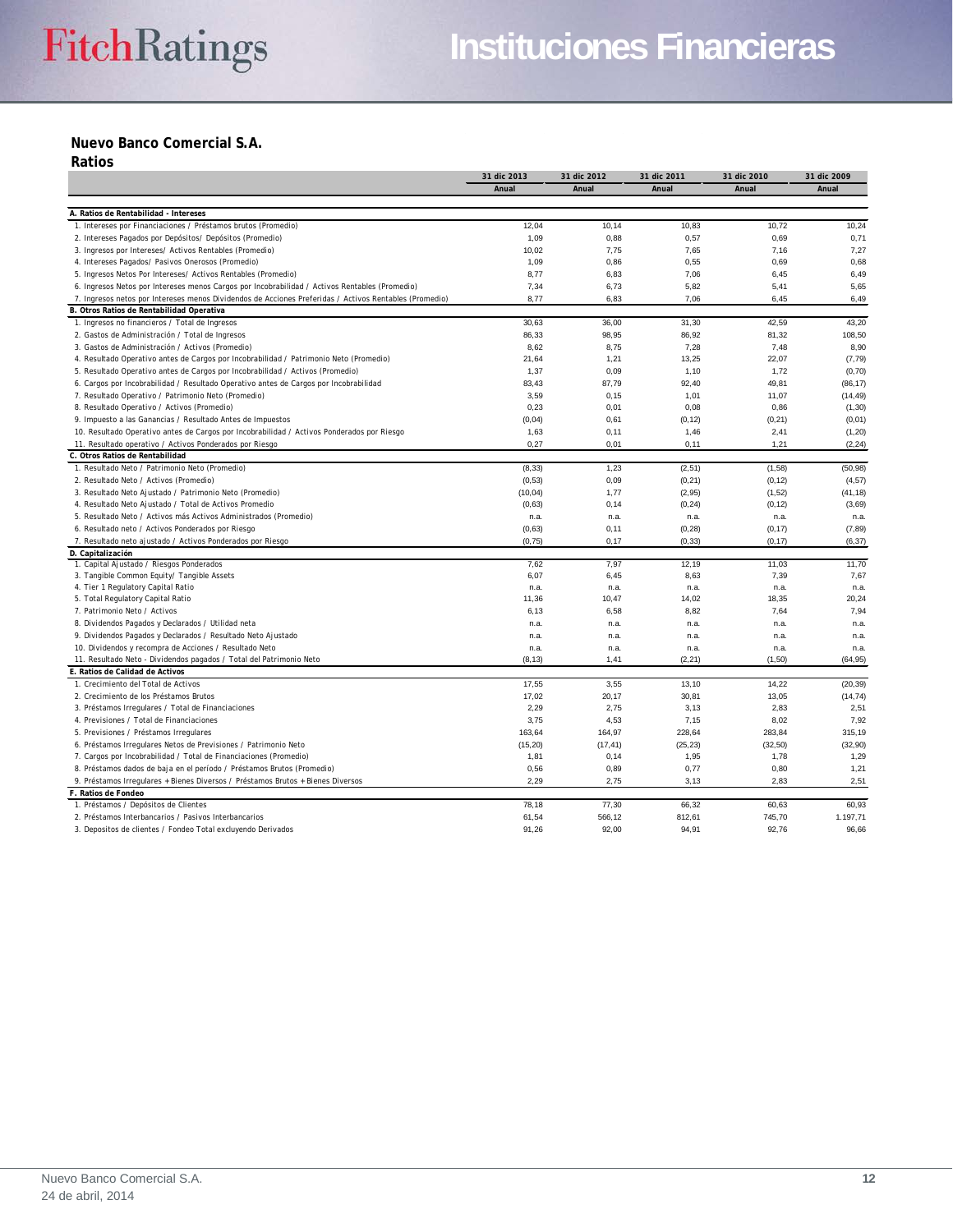## Nuevo Banco Comercial S.A.

### Ratios

| | 31 dic 2013 | 31 dic 2012 | 31 dic 2011 | 31 dic 2010 | 31 dic 2009 |
|---|---|---|---|---|---|
| | Anual | Anual | Anual | Anual | Anual |
| **A. Ratios de Rentabilidad - Intereses** | | | | | |
| 1. Intereses por Financiaciones / Préstamos brutos (Promedio) | 12,04 | 10,14 | 10,83 | 10,72 | 10,24 |
| 2. Intereses Pagados por Depósitos/ Depósitos (Promedio) | 1,09 | 0,88 | 0,57 | 0,69 | 0,71 |
| 3. Ingresos por Intereses/ Activos Rentables (Promedio) | 10,02 | 7,75 | 7,65 | 7,16 | 7,27 |
| 4. Intereses Pagados/ Pasivos Onerosos (Promedio) | 1,09 | 0,86 | 0,55 | 0,69 | 0,68 |
| 5. Ingresos Netos Por Intereses/ Activos Rentables (Promedio) | 8,77 | 6,83 | 7,06 | 6,45 | 6,49 |
| 6. Ingresos Netos por Intereses menos Cargos por Incobrabilidad / Activos Rentables (Promedio) | 7,34 | 6,73 | 5,82 | 5,41 | 5,65 |
| 7. Ingresos netos por Intereses menos Dividendos de Acciones Preferidas / Activos Rentables (Promedio) | 8,77 | 6,83 | 7,06 | 6,45 | 6,49 |
| **B. Otros Ratios de Rentabilidad Operativa** | | | | | |
| 1. Ingresos no financieros / Total de Ingresos | 30,63 | 36,00 | 31,30 | 42,59 | 43,20 |
| 2. Gastos de Administración / Total de Ingresos | 86,33 | 98,95 | 86,92 | 81,32 | 108,50 |
| 3. Gastos de Administración / Activos (Promedio) | 8,62 | 8,75 | 7,28 | 7,48 | 8,90 |
| 4. Resultado Operativo antes de Cargos por Incobrabilidad / Patrimonio Neto (Promedio) | 21,64 | 1,21 | 13,25 | 22,07 | (7,79) |
| 5. Resultado Operativo antes de Cargos por Incobrabilidad / Activos (Promedio) | 1,37 | 0,09 | 1,10 | 1,72 | (0,70) |
| 6. Cargos por Incobrabilidad / Resultado Operativo antes de Cargos por Incobrabilidad | 83,43 | 87,79 | 92,40 | 49,81 | (86,17) |
| 7. Resultado Operativo / Patrimonio Neto (Promedio) | 3,59 | 0,15 | 1,01 | 11,07 | (14,49) |
| 8. Resultado Operativo / Activos (Promedio) | 0,23 | 0,01 | 0,08 | 0,86 | (1,30) |
| 9. Impuesto a las Ganancias / Resultado Antes de Impuestos | (0,04) | 0,61 | (0,12) | (0,21) | (0,01) |
| 10. Resultado Operativo antes de Cargos por Incobrabilidad / Activos Ponderados por Riesgo | 1,63 | 0,11 | 1,46 | 2,41 | (1,20) |
| 11. Resultado operativo / Activos Ponderados por Riesgo | 0,27 | 0,01 | 0,11 | 1,21 | (2,24) |
| **C. Otros Ratios de Rentabilidad** | | | | | |
| 1. Resultado Neto / Patrimonio Neto (Promedio) | (8,33) | 1,23 | (2,51) | (1,58) | (50,98) |
| 2. Resultado Neto / Activos (Promedio) | (0,53) | 0,09 | (0,21) | (0,12) | (4,57) |
| 3. Resultado Neto Ajustado / Patrimonio Neto (Promedio) | (10,04) | 1,77 | (2,95) | (1,52) | (41,18) |
| 4. Resultado Neto Ajustado / Total de Activos Promedio | (0,63) | 0,14 | (0,24) | (0,12) | (3,69) |
| 5. Resultado Neto / Activos más Activos Administrados (Promedio) | n.a. | n.a. | n.a. | n.a. | n.a. |
| 6. Resultado neto / Activos Ponderados por Riesgo | (0,63) | 0,11 | (0,28) | (0,17) | (7,89) |
| 7. Resultado neto ajustado / Activos Ponderados por Riesgo | (0,75) | 0,17 | (0,33) | (0,17) | (6,37) |
| **D. Capitalización** | | | | | |
| 1. Capital Ajustado / Riesgos Ponderados | 7,62 | 7,97 | 12,19 | 11,03 | 11,70 |
| 3. Tangible Common Equity/ Tangible Assets | 6,07 | 6,45 | 8,63 | 7,39 | 7,67 |
| 4. Tier 1 Regulatory Capital Ratio | n.a. | n.a. | n.a. | n.a. | n.a. |
| 5. Total Regulatory Capital Ratio | 11,36 | 10,47 | 14,02 | 18,35 | 20,24 |
| 7. Patrimonio Neto / Activos | 6,13 | 6,58 | 8,82 | 7,64 | 7,94 |
| 8. Dividendos Pagados y Declarados / Utilidad neta | n.a. | n.a. | n.a. | n.a. | n.a. |
| 9. Dividendos Pagados y Declarados / Resultado Neto Ajustado | n.a. | n.a. | n.a. | n.a. | n.a. |
| 10. Dividendos y recompra de Acciones / Resultado Neto | n.a. | n.a. | n.a. | n.a. | n.a. |
| 11. Resultado Neto - Dividendos pagados / Total del Patrimonio Neto | (8,13) | 1,41 | (2,21) | (1,50) | (64,95) |
| **E. Ratios de Calidad de Activos** | | | | | |
| 1. Crecimiento del Total de Activos | 17,55 | 3,55 | 13,10 | 14,22 | (20,39) |
| 2. Crecimiento de los Préstamos Brutos | 17,02 | 20,17 | 30,81 | 13,05 | (14,74) |
| 3. Préstamos Irregulares / Total de Financiaciones | 2,29 | 2,75 | 3,13 | 2,83 | 2,51 |
| 4. Previsiones / Total de Financiaciones | 3,75 | 4,53 | 7,15 | 8,02 | 7,92 |
| 5. Previsiones / Préstamos Irregulares | 163,64 | 164,97 | 228,64 | 283,84 | 315,19 |
| 6. Préstamos Irregulares Netos de Previsiones / Patrimonio Neto | (15,20) | (17,41) | (25,23) | (32,50) | (32,90) |
| 7. Cargos por Incobrabilidad / Total de Financiaciones (Promedio) | 1,81 | 0,14 | 1,95 | 1,78 | 1,29 |
| 8. Préstamos dados de baja en el período / Préstamos Brutos (Promedio) | 0,56 | 0,89 | 0,77 | 0,80 | 1,21 |
| 9. Préstamos Irregulares + Bienes Diversos / Préstamos Brutos + Bienes Diversos | 2,29 | 2,75 | 3,13 | 2,83 | 2,51 |
| **F. Ratios de Fondeo** | | | | | |
| 1. Préstamos / Depósitos de Clientes | 78,18 | 77,30 | 66,32 | 60,63 | 60,93 |
| 2. Préstamos Interbancarios / Pasivos Interbancarios | 61,54 | 566,12 | 812,61 | 745,70 | 1.197,71 |
| 3. Depositos de clientes / Fondeo Total excluyendo Derivados | 91,26 | 92,00 | 94,91 | 92,76 | 96,66 |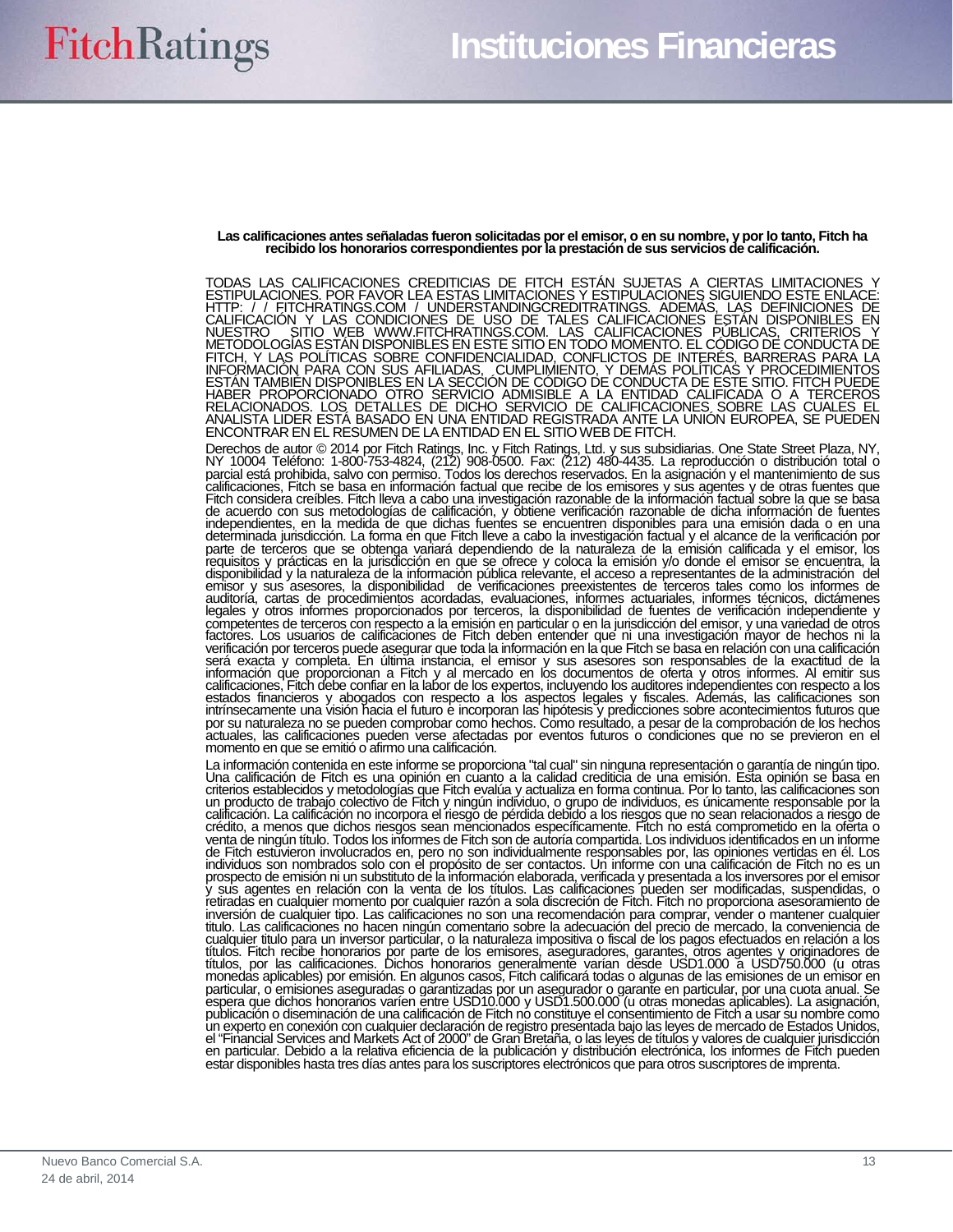**Las calificaciones antes señaladas fueron solicitadas por el emisor, o en su nombre, y por lo tanto, Fitch ha recibido los honorarios correspondientes por la prestación de sus servicios de calificación.**

TODAS LAS CALIFICACIONES CREDITICIAS DE FITCH ESTÁN SUJETAS A CIERTAS LIMITACIONES Y ESTIPULACIONES. POR FAVOR LEA ESTAS LIMITACIONES Y ESTIPULACIONES SIGUIENDO ESTE ENLACE: HTTP: / / FITCHRATINGS.COM / UNDERSTANDINGCREDITRATINGS. ADEMÁS, LAS DEFINICIONES DE CALIFICACIÓN Y LAS CONDICIONES DE USO DE TALES CALIFICACIONES ESTÁN DISPONIBLES EN NUESTRO SITIO WEB WWW.FITCHRATINGS.COM. LAS CALIFICACIONES PÚBLICAS, CRITERIOS Y METODOLOGÍAS ESTÁN DISPONIBLES EN ESTE SITIO EN TODO MOMENTO. EL CÓDIGO DE CONDUCTA DE FITCH, Y LAS POLÍTICAS SOBRE CONFIDENCIALIDAD, CONFLICTOS DE INTERÉS, BARRERAS PARA LA INFORMACIÓN PARA CON SUS AFILIADAS, CUMPLIMIENTO, Y DEMÁS POLÍTICAS Y PROCEDIMIENTOS ESTÁN TAMBIÉN DISPONIBLES EN LA SECCIÓN DE CÓDIGO DE CONDUCTA DE ESTE SITIO. FITCH PUEDE HABER PROPORCIONADO OTRO SERVICIO ADMISIBLE A LA ENTIDAD CALIFICADA O A TERCEROS RELACIONADOS. LOS DETALLES DE DICHO SERVICIO DE CALIFICACIONES SOBRE LAS CUALES EL ANALISTA LIDER ESTÁ BASADO EN UNA ENTIDAD REGISTRADA ANTE LA UNIÓN EUROPEA, SE PUEDEN ENCONTRAR EN EL RESUMEN DE LA ENTIDAD EN EL SITIO WEB DE FITCH.

Derechos de autor © 2014 por Fitch Ratings, Inc. y Fitch Ratings, Ltd. y sus subsidiarias. One State Street Plaza, NY, NY 10004 Teléfono: 1-800-753-4824, (212) 908-0500. Fax: (212) 480-4435. La reproducción o distribución total o parcial está prohibida, salvo con permiso. Todos los derechos reservados. En la asignación y el mantenimiento de sus calificaciones, Fitch se basa en información factual que recibe de los emisores y sus agentes y de otras fuentes que Fitch considera creíbles. Fitch lleva a cabo una investigación razonable de la información factual sobre la que se basa de acuerdo con sus metodologías de calificación, y obtiene verificación razonable de dicha información de fuentes independientes, en la medida de que dichas fuentes se encuentren disponibles para una emisión dada o en una determinada jurisdicción. La forma en que Fitch lleve a cabo la investigación factual y el alcance de la verificación por parte de terceros que se obtenga variará dependiendo de la naturaleza de la emisión calificada y el emisor, los requisitos y prácticas en la jurisdicción en que se ofrece y coloca la emisión y/o donde el emisor se encuentra, la disponibilidad y la naturaleza de la información pública relevante, el acceso a representantes de la administración del emisor y sus asesores, la disponibilidad de verificaciones preexistentes de terceros tales como los informes de auditoría, cartas de procedimientos acordadas, evaluaciones, informes actuariales, informes técnicos, dictámenes legales y otros informes proporcionados por terceros, la disponibilidad de fuentes de verificación independiente y competentes de terceros con respecto a la emisión en particular o en la jurisdicción del emisor, y una variedad de otros factores. Los usuarios de calificaciones de Fitch deben entender que ni una investigación mayor de hechos ni la verificación por terceros puede asegurar que toda la información en la que Fitch se basa en relación con una calificación será exacta y completa. En última instancia, el emisor y sus asesores son responsables de la exactitud de la información que proporcionan a Fitch y al mercado en los documentos de oferta y otros informes. Al emitir sus calificaciones, Fitch debe confiar en la labor de los expertos, incluyendo los auditores independientes con respecto a los estados financieros y abogados con respecto a los aspectos legales y fiscales. Además, las calificaciones son intrínsecamente una visión hacia el futuro e incorporan las hipótesis y predicciones sobre acontecimientos futuros que por su naturaleza no se pueden comprobar como hechos. Como resultado, a pesar de la comprobación de los hechos actuales, las calificaciones pueden verse afectadas por eventos futuros o condiciones que no se previeron en el momento en que se emitió o afirmo una calificación.

La información contenida en este informe se proporciona "tal cual" sin ninguna representación o garantía de ningún tipo. Una calificación de Fitch es una opinión en cuanto a la calidad crediticia de una emisión. Esta opinión se basa en criterios establecidos y metodologías que Fitch evalúa y actualiza en forma continua. Por lo tanto, las calificaciones son un producto de trabajo colectivo de Fitch y ningún individuo, o grupo de individuos, es únicamente responsable por la calificación. La calificación no incorpora el riesgo de pérdida debido a los riesgos que no sean relacionados a riesgo de crédito, a menos que dichos riesgos sean mencionados específicamente. Fitch no está comprometido en la oferta o venta de ningún título. Todos los informes de Fitch son de autoría compartida. Los individuos identificados en un informe de Fitch estuvieron involucrados en, pero no son individualmente responsables por, las opiniones vertidas en él. Los individuos son nombrados solo con el propósito de ser contactos. Un informe con una calificación de Fitch no es un prospecto de emisión ni un substituto de la información elaborada, verificada y presentada a los inversores por el emisor y sus agentes en relación con la venta de los títulos. Las calificaciones pueden ser modificadas, suspendidas, o retiradas en cualquier momento por cualquier razón a sola discreción de Fitch. Fitch no proporciona asesoramiento de inversión de cualquier tipo. Las calificaciones no son una recomendación para comprar, vender o mantener cualquier título. Las calificaciones no hacen ningún comentario sobre la adecuación del precio de mercado, la conveniencia de cualquier título para un inversor particular, o la naturaleza impositiva o fiscal de los pagos efectuados en relación a los títulos. Fitch recibe honorarios por parte de los emisores, aseguradores, garantes, otros agentes y originadores de títulos, por las calificaciones. Dichos honorarios generalmente varían desde USD1.000 a USD750.000 (u otras monedas aplicables) por emisión. En algunos casos, Fitch calificará todas o algunas de las emisiones de un emisor en particular, o emisiones aseguradas o garantizadas por un asegurador o garante en particular, por una cuota anual. Se espera que dichos honorarios varíen entre USD10.000 y USD1.500.000 (u otras monedas aplicables). La asignación, publicación o diseminación de una calificación de Fitch no constituye el consentimiento de Fitch a usar su nombre como un experto en conexión con cualquier declaración de registro presentada bajo las leyes de mercado de Estados Unidos, el "Financial Services and Markets Act of 2000" de Gran Bretaña, o las leyes de títulos y valores de cualquier jurisdicción en particular. Debido a la relativa eficiencia de la publicación y distribución electrónica, los informes de Fitch pueden estar disponibles hasta tres días antes para los suscriptores electrónicos que para otros suscriptores de imprenta.